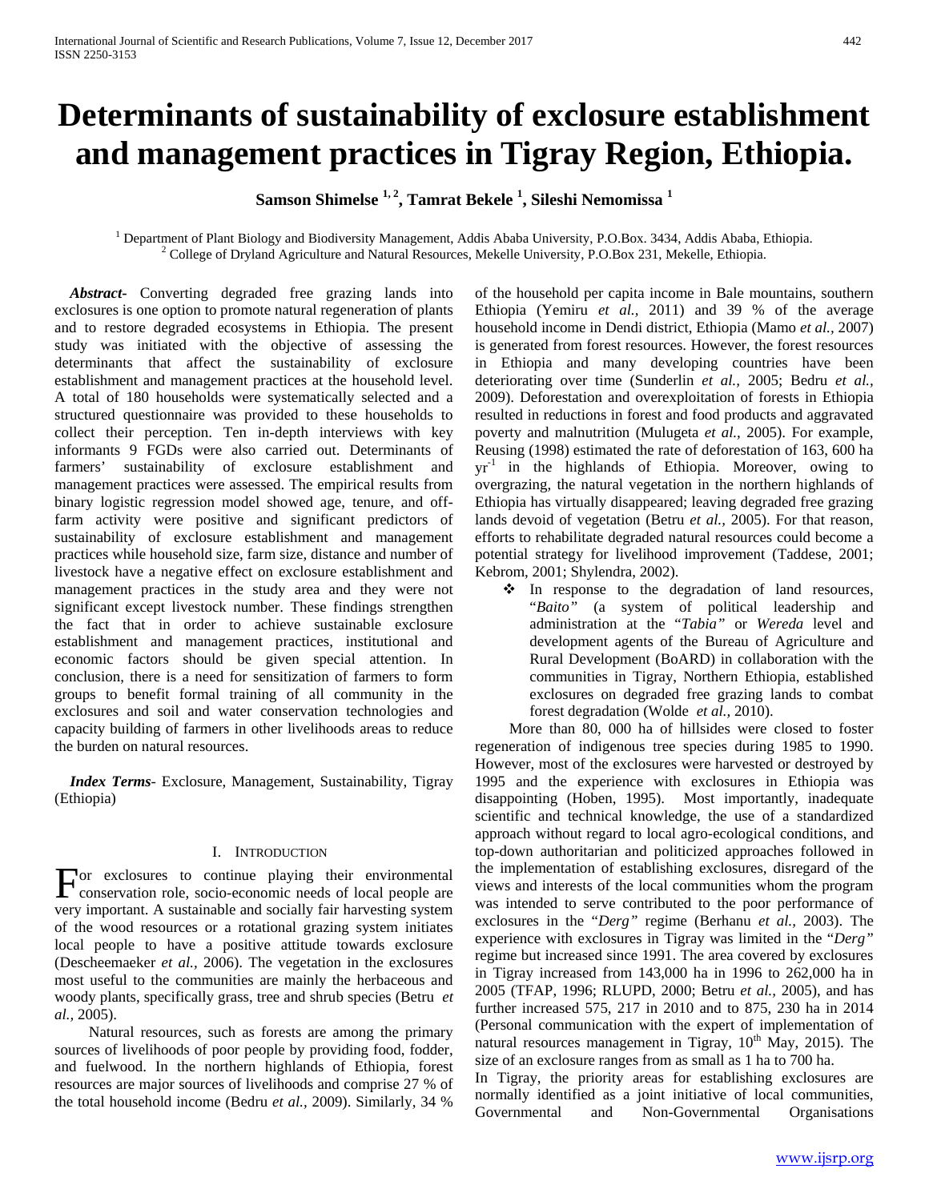# Determinants of sustainability of exclosure establishment and management practices in Tigray Region, Ethiopia.

**Samson Shimelse [1, 2], Tamrat Bekele [1], Sileshi Nemomissa [1]**

[1] Department of Plant Biology and Biodiversity Management, Addis Ababa University, P.O.Box. 3434, Addis Ababa, Ethiopia.
[2] College of Dryland Agriculture and Natural Resources, Mekelle University, P.O.Box 231, Mekelle, Ethiopia.

***Abstract-*** Converting degraded free grazing lands into exclosures is one option to promote natural regeneration of plants and to restore degraded ecosystems in Ethiopia. The present study was initiated with the objective of assessing the determinants that affect the sustainability of exclosure establishment and management practices at the household level. A total of 180 households were systematically selected and a structured questionnaire was provided to these households to collect their perception. Ten in-depth interviews with key informants 9 FGDs were also carried out. Determinants of farmers' sustainability of exclosure establishment and management practices were assessed. The empirical results from binary logistic regression model showed age, tenure, and off-farm activity were positive and significant predictors of sustainability of exclosure establishment and management practices while household size, farm size, distance and number of livestock have a negative effect on exclosure establishment and management practices in the study area and they were not significant except livestock number. These findings strengthen the fact that in order to achieve sustainable exclosure establishment and management practices, institutional and economic factors should be given special attention. In conclusion, there is a need for sensitization of farmers to form groups to benefit formal training of all community in the exclosures and soil and water conservation technologies and capacity building of farmers in other livelihoods areas to reduce the burden on natural resources.

***Index Terms*-** Exclosure, Management, Sustainability, Tigray (Ethiopia)

## I. Introduction

For exclosures to continue playing their environmental conservation role, socio-economic needs of local people are very important. A sustainable and socially fair harvesting system of the wood resources or a rotational grazing system initiates local people to have a positive attitude towards exclosure (Descheemaeker *et al.,* 2006). The vegetation in the exclosures most useful to the communities are mainly the herbaceous and woody plants, specifically grass, tree and shrub species (Betru *et al.,* 2005).

Natural resources, such as forests are among the primary sources of livelihoods of poor people by providing food, fodder, and fuelwood. In the northern highlands of Ethiopia, forest resources are major sources of livelihoods and comprise 27 % of the total household income (Bedru *et al.,* 2009). Similarly, 34 % of the household per capita income in Bale mountains, southern Ethiopia (Yemiru *et al.,* 2011) and 39 % of the average household income in Dendi district, Ethiopia (Mamo *et al.,* 2007) is generated from forest resources. However, the forest resources in Ethiopia and many developing countries have been deteriorating over time (Sunderlin *et al.,* 2005; Bedru *et al.,* 2009). Deforestation and overexploitation of forests in Ethiopia resulted in reductions in forest and food products and aggravated poverty and malnutrition (Mulugeta *et al.,* 2005). For example, Reusing (1998) estimated the rate of deforestation of 163, 600 ha $yr^{-1}$ in the highlands of Ethiopia. Moreover, owing to overgrazing, the natural vegetation in the northern highlands of Ethiopia has virtually disappeared; leaving degraded free grazing lands devoid of vegetation (Betru *et al.,* 2005). For that reason, efforts to rehabilitate degraded natural resources could become a potential strategy for livelihood improvement (Taddese, 2001; Kebrom, 2001; Shylendra, 2002).

- In response to the degradation of land resources, "*Baito"* (a system of political leadership and administration at the "*Tabia"* or *Wereda* level and development agents of the Bureau of Agriculture and Rural Development (BoARD) in collaboration with the communities in Tigray, Northern Ethiopia, established exclosures on degraded free grazing lands to combat forest degradation (Wolde *et al.,* 2010).

More than 80, 000 ha of hillsides were closed to foster regeneration of indigenous tree species during 1985 to 1990. However, most of the exclosures were harvested or destroyed by 1995 and the experience with exclosures in Ethiopia was disappointing (Hoben, 1995). Most importantly, inadequate scientific and technical knowledge, the use of a standardized approach without regard to local agro-ecological conditions, and top-down authoritarian and politicized approaches followed in the implementation of establishing exclosures, disregard of the views and interests of the local communities whom the program was intended to serve contributed to the poor performance of exclosures in the "*Derg"* regime (Berhanu *et al.,* 2003). The experience with exclosures in Tigray was limited in the "*Derg"* regime but increased since 1991. The area covered by exclosures in Tigray increased from 143,000 ha in 1996 to 262,000 ha in 2005 (TFAP, 1996; RLUPD, 2000; Betru *et al.,* 2005), and has further increased 575, 217 in 2010 and to 875, 230 ha in 2014 (Personal communication with the expert of implementation of natural resources management in Tigray, 10th May, 2015). The size of an exclosure ranges from as small as 1 ha to 700 ha.

In Tigray, the priority areas for establishing exclosures are normally identified as a joint initiative of local communities, Governmental and Non-Governmental Organisations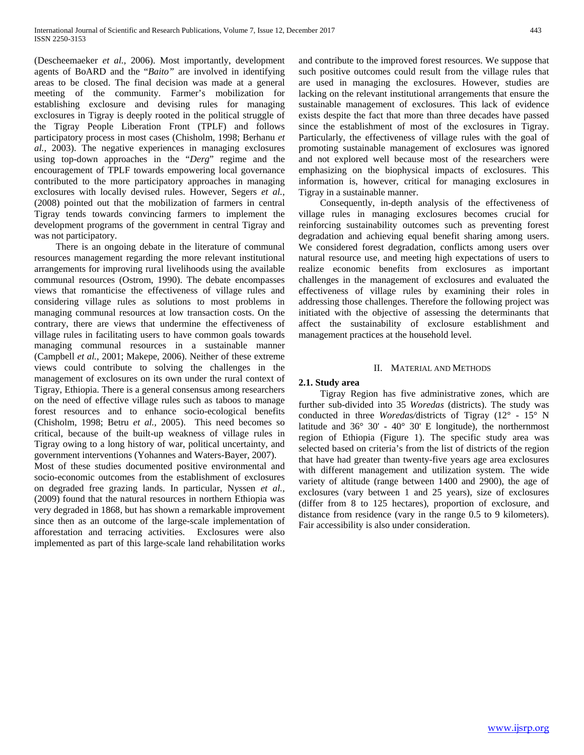(Descheemaeker *et al.,* 2006). Most importantly, development agents of BoARD and the "*Baito"* are involved in identifying areas to be closed. The final decision was made at a general meeting of the community. Farmer's mobilization for establishing exclosure and devising rules for managing exclosures in Tigray is deeply rooted in the political struggle of the Tigray People Liberation Front (TPLF) and follows participatory process in most cases (Chisholm, 1998; Berhanu *et al.,* 2003). The negative experiences in managing exclosures using top-down approaches in the "*Derg*" regime and the encouragement of TPLF towards empowering local governance contributed to the more participatory approaches in managing exclosures with locally devised rules. However, Segers *et al.,* (2008) pointed out that the mobilization of farmers in central Tigray tends towards convincing farmers to implement the development programs of the government in central Tigray and was not participatory.

There is an ongoing debate in the literature of communal resources management regarding the more relevant institutional arrangements for improving rural livelihoods using the available communal resources (Ostrom, 1990). The debate encompasses views that romanticise the effectiveness of village rules and considering village rules as solutions to most problems in managing communal resources at low transaction costs. On the contrary, there are views that undermine the effectiveness of village rules in facilitating users to have common goals towards managing communal resources in a sustainable manner (Campbell *et al.,* 2001; Makepe, 2006). Neither of these extreme views could contribute to solving the challenges in the management of exclosures on its own under the rural context of Tigray, Ethiopia. There is a general consensus among researchers on the need of effective village rules such as taboos to manage forest resources and to enhance socio-ecological benefits (Chisholm, 1998; Betru *et al.,* 2005). This need becomes so critical, because of the built-up weakness of village rules in Tigray owing to a long history of war, political uncertainty, and government interventions (Yohannes and Waters-Bayer, 2007).
Most of these studies documented positive environmental and socio-economic outcomes from the establishment of exclosures on degraded free grazing lands. In particular, Nyssen *et al.,* (2009) found that the natural resources in northern Ethiopia was very degraded in 1868, but has shown a remarkable improvement since then as an outcome of the large-scale implementation of afforestation and terracing activities. Exclosures were also implemented as part of this large-scale land rehabilitation works and contribute to the improved forest resources. We suppose that such positive outcomes could result from the village rules that are used in managing the exclosures. However, studies are lacking on the relevant institutional arrangements that ensure the sustainable management of exclosures. This lack of evidence exists despite the fact that more than three decades have passed since the establishment of most of the exclosures in Tigray. Particularly, the effectiveness of village rules with the goal of promoting sustainable management of exclosures was ignored and not explored well because most of the researchers were emphasizing on the biophysical impacts of exclosures. This information is, however, critical for managing exclosures in Tigray in a sustainable manner.

Consequently, in-depth analysis of the effectiveness of village rules in managing exclosures becomes crucial for reinforcing sustainability outcomes such as preventing forest degradation and achieving equal benefit sharing among users. We considered forest degradation, conflicts among users over natural resource use, and meeting high expectations of users to realize economic benefits from exclosures as important challenges in the management of exclosures and evaluated the effectiveness of village rules by examining their roles in addressing those challenges. Therefore the following project was initiated with the objective of assessing the determinants that affect the sustainability of exclosure establishment and management practices at the household level.

## II. Material and Methods

### 2.1. Study area

Tigray Region has five administrative zones, which are further sub-divided into 35 *Woredas* (districts). The study was conducted in three *Woredas/*districts of Tigray (12° - 15° N latitude and 36° 30' - 40° 30' E longitude), the northernmost region of Ethiopia (Figure 1). The specific study area was selected based on criteria's from the list of districts of the region that have had greater than twenty-five years age area exclosures with different management and utilization system. The wide variety of altitude (range between 1400 and 2900), the age of exclosures (vary between 1 and 25 years), size of exclosures (differ from 8 to 125 hectares), proportion of exclosure, and distance from residence (vary in the range 0.5 to 9 kilometers). Fair accessibility is also under consideration.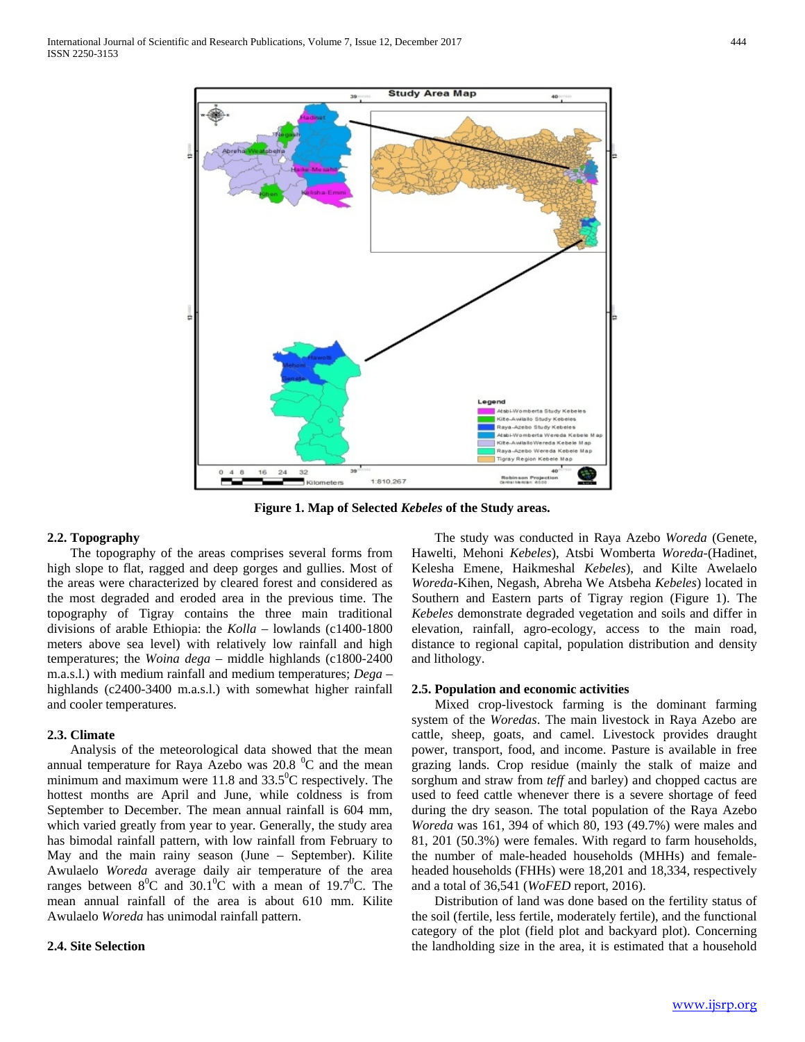**Figure 1. Map of Selected *Kebeles* of the Study areas.**

### 2.2. Topography

The topography of the areas comprises several forms from high slope to flat, ragged and deep gorges and gullies. Most of the areas were characterized by cleared forest and considered as the most degraded and eroded area in the previous time. The topography of Tigray contains the three main traditional divisions of arable Ethiopia: the *Kolla* – lowlands (c1400-1800 meters above sea level) with relatively low rainfall and high temperatures; the *Woina dega* – middle highlands (c1800-2400 m.a.s.l.) with medium rainfall and medium temperatures; *Dega* – highlands (c2400-3400 m.a.s.l.) with somewhat higher rainfall and cooler temperatures.

### 2.3. Climate

Analysis of the meteorological data showed that the mean annual temperature for Raya Azebo was 20.8 $^{0}$C and the mean minimum and maximum were 11.8 and 33.5$^{0}$C respectively. The hottest months are April and June, while coldness is from September to December. The mean annual rainfall is 604 mm, which varied greatly from year to year. Generally, the study area has bimodal rainfall pattern, with low rainfall from February to May and the main rainy season (June – September). Kilite Awulaelo *Woreda* average daily air temperature of the area ranges between 8$^{0}$C and 30.1$^{0}$C with a mean of 19.7$^{0}$C. The mean annual rainfall of the area is about 610 mm. Kilite Awulaelo *Woreda* has unimodal rainfall pattern.

### 2.4. Site Selection

The study was conducted in Raya Azebo *Woreda* (Genete, Hawelti, Mehoni *Kebeles*), Atsbi Womberta *Woreda*-(Hadinet, Kelesha Emene, Haikmeshal *Kebeles*), and Kilte Awelaelo *Woreda*-Kihen, Negash, Abreha We Atsbeha *Kebeles*) located in Southern and Eastern parts of Tigray region (Figure 1). The *Kebeles* demonstrate degraded vegetation and soils and differ in elevation, rainfall, agro-ecology, access to the main road, distance to regional capital, population distribution and density and lithology.

### 2.5. Population and economic activities

Mixed crop-livestock farming is the dominant farming system of the *Woredas*. The main livestock in Raya Azebo are cattle, sheep, goats, and camel. Livestock provides draught power, transport, food, and income. Pasture is available in free grazing lands. Crop residue (mainly the stalk of maize and sorghum and straw from *teff* and barley) and chopped cactus are used to feed cattle whenever there is a severe shortage of feed during the dry season. The total population of the Raya Azebo *Woreda* was 161, 394 of which 80, 193 (49.7%) were males and 81, 201 (50.3%) were females. With regard to farm households, the number of male-headed households (MHHs) and female-headed households (FHHs) were 18,201 and 18,334, respectively and a total of 36,541 (*WoFED* report, 2016).

Distribution of land was done based on the fertility status of the soil (fertile, less fertile, moderately fertile), and the functional category of the plot (field plot and backyard plot). Concerning the landholding size in the area, it is estimated that a household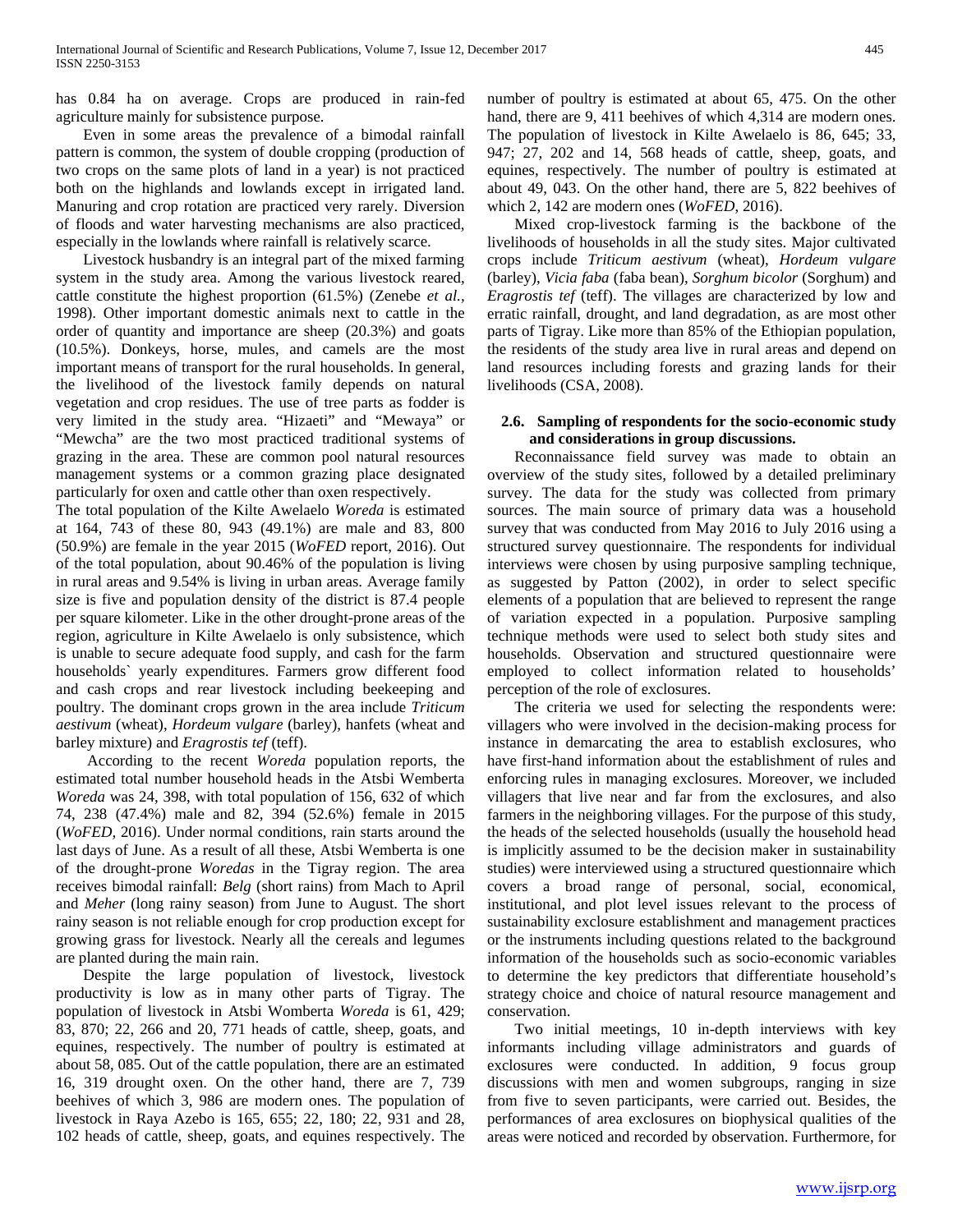has 0.84 ha on average. Crops are produced in rain-fed agriculture mainly for subsistence purpose.

Even in some areas the prevalence of a bimodal rainfall pattern is common, the system of double cropping (production of two crops on the same plots of land in a year) is not practiced both on the highlands and lowlands except in irrigated land. Manuring and crop rotation are practiced very rarely. Diversion of floods and water harvesting mechanisms are also practiced, especially in the lowlands where rainfall is relatively scarce.

Livestock husbandry is an integral part of the mixed farming system in the study area. Among the various livestock reared, cattle constitute the highest proportion (61.5%) (Zenebe *et al.*, 1998). Other important domestic animals next to cattle in the order of quantity and importance are sheep (20.3%) and goats (10.5%). Donkeys, horse, mules, and camels are the most important means of transport for the rural households. In general, the livelihood of the livestock family depends on natural vegetation and crop residues. The use of tree parts as fodder is very limited in the study area. "Hizaeti" and "Mewaya" or "Mewcha" are the two most practiced traditional systems of grazing in the area. These are common pool natural resources management systems or a common grazing place designated particularly for oxen and cattle other than oxen respectively.

The total population of the Kilte Awelaelo *Woreda* is estimated at 164, 743 of these 80, 943 (49.1%) are male and 83, 800 (50.9%) are female in the year 2015 (*WoFED* report, 2016). Out of the total population, about 90.46% of the population is living in rural areas and 9.54% is living in urban areas. Average family size is five and population density of the district is 87.4 people per square kilometer. Like in the other drought-prone areas of the region, agriculture in Kilte Awelaelo is only subsistence, which is unable to secure adequate food supply, and cash for the farm households` yearly expenditures. Farmers grow different food and cash crops and rear livestock including beekeeping and poultry. The dominant crops grown in the area include *Triticum aestivum* (wheat), *Hordeum vulgare* (barley), hanfets (wheat and barley mixture) and *Eragrostis tef* (teff).

According to the recent *Woreda* population reports, the estimated total number household heads in the Atsbi Wemberta *Woreda* was 24, 398, with total population of 156, 632 of which 74, 238 (47.4%) male and 82, 394 (52.6%) female in 2015 (*WoFED*, 2016). Under normal conditions, rain starts around the last days of June. As a result of all these, Atsbi Wemberta is one of the drought-prone *Woredas* in the Tigray region. The area receives bimodal rainfall: *Belg* (short rains) from Mach to April and *Meher* (long rainy season) from June to August. The short rainy season is not reliable enough for crop production except for growing grass for livestock. Nearly all the cereals and legumes are planted during the main rain.

Despite the large population of livestock, livestock productivity is low as in many other parts of Tigray. The population of livestock in Atsbi Womberta *Woreda* is 61, 429; 83, 870; 22, 266 and 20, 771 heads of cattle, sheep, goats, and equines, respectively. The number of poultry is estimated at about 58, 085. Out of the cattle population, there are an estimated 16, 319 drought oxen. On the other hand, there are 7, 739 beehives of which 3, 986 are modern ones. The population of livestock in Raya Azebo is 165, 655; 22, 180; 22, 931 and 28, 102 heads of cattle, sheep, goats, and equines respectively. The number of poultry is estimated at about 65, 475. On the other hand, there are 9, 411 beehives of which 4,314 are modern ones. The population of livestock in Kilte Awelaelo is 86, 645; 33, 947; 27, 202 and 14, 568 heads of cattle, sheep, goats, and equines, respectively. The number of poultry is estimated at about 49, 043. On the other hand, there are 5, 822 beehives of which 2, 142 are modern ones (*WoFED*, 2016).

Mixed crop-livestock farming is the backbone of the livelihoods of households in all the study sites. Major cultivated crops include *Triticum aestivum* (wheat), *Hordeum vulgare* (barley), *Vicia faba* (faba bean), *Sorghum bicolor* (Sorghum) and *Eragrostis tef* (teff). The villages are characterized by low and erratic rainfall, drought, and land degradation, as are most other parts of Tigray. Like more than 85% of the Ethiopian population, the residents of the study area live in rural areas and depend on land resources including forests and grazing lands for their livelihoods (CSA, 2008).

### 2.6. Sampling of respondents for the socio-economic study and considerations in group discussions.

Reconnaissance field survey was made to obtain an overview of the study sites, followed by a detailed preliminary survey. The data for the study was collected from primary sources. The main source of primary data was a household survey that was conducted from May 2016 to July 2016 using a structured survey questionnaire. The respondents for individual interviews were chosen by using purposive sampling technique, as suggested by Patton (2002), in order to select specific elements of a population that are believed to represent the range of variation expected in a population. Purposive sampling technique methods were used to select both study sites and households. Observation and structured questionnaire were employed to collect information related to households' perception of the role of exclosures.

The criteria we used for selecting the respondents were: villagers who were involved in the decision-making process for instance in demarcating the area to establish exclosures, who have first-hand information about the establishment of rules and enforcing rules in managing exclosures. Moreover, we included villagers that live near and far from the exclosures, and also farmers in the neighboring villages. For the purpose of this study, the heads of the selected households (usually the household head is implicitly assumed to be the decision maker in sustainability studies) were interviewed using a structured questionnaire which covers a broad range of personal, social, economical, institutional, and plot level issues relevant to the process of sustainability exclosure establishment and management practices or the instruments including questions related to the background information of the households such as socio-economic variables to determine the key predictors that differentiate household's strategy choice and choice of natural resource management and conservation.

Two initial meetings, 10 in-depth interviews with key informants including village administrators and guards of exclosures were conducted. In addition, 9 focus group discussions with men and women subgroups, ranging in size from five to seven participants, were carried out. Besides, the performances of area exclosures on biophysical qualities of the areas were noticed and recorded by observation. Furthermore, for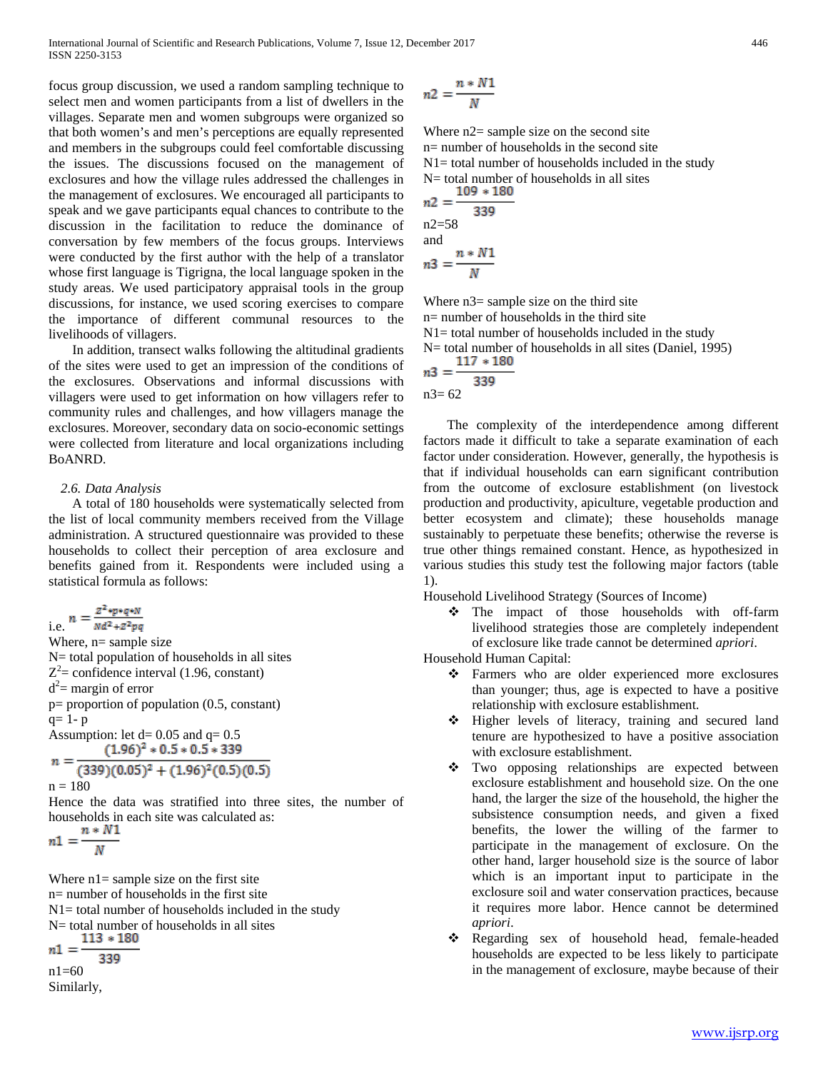focus group discussion, we used a random sampling technique to select men and women participants from a list of dwellers in the villages. Separate men and women subgroups were organized so that both women's and men's perceptions are equally represented and members in the subgroups could feel comfortable discussing the issues. The discussions focused on the management of exclosures and how the village rules addressed the challenges in the management of exclosures. We encouraged all participants to speak and we gave participants equal chances to contribute to the discussion in the facilitation to reduce the dominance of conversation by few members of the focus groups. Interviews were conducted by the first author with the help of a translator whose first language is Tigrigna, the local language spoken in the study areas. We used participatory appraisal tools in the group discussions, for instance, we used scoring exercises to compare the importance of different communal resources to the livelihoods of villagers.

In addition, transect walks following the altitudinal gradients of the sites were used to get an impression of the conditions of the exclosures. Observations and informal discussions with villagers were used to get information on how villagers refer to community rules and challenges, and how villagers manage the exclosures. Moreover, secondary data on socio-economic settings were collected from literature and local organizations including BoANRD.

### *2.6. Data Analysis*

A total of 180 households were systematically selected from the list of local community members received from the Village administration. A structured questionnaire was provided to these households to collect their perception of area exclosure and benefits gained from it. Respondents were included using a statistical formula as follows:

i.e. $n = \frac{z^2 * p * q * N}{Nd^2 + z^2pq}$

Where, n= sample size
N= total population of households in all sites
$Z^2$= confidence interval (1.96, constant)
$d^2$= margin of error
p= proportion of population (0.5, constant)
q= 1- p
Assumption: let d= 0.05 and q= 0.5

$$n = \frac{(1.96)^2 * 0.5 * 0.5 * 339}{(339)(0.05)^2 + (1.96)^2(0.5)(0.5)}$$

n = 180

Hence the data was stratified into three sites, the number of households in each site was calculated as:

$$n1 = \frac{n * N1}{N}$$

Where n1= sample size on the first site
n= number of households in the first site
N1= total number of households included in the study
N= total number of households in all sites

$$n1 = \frac{113 * 180}{339}$$

n1=60

Similarly,

$$n2 = \frac{n * N1}{N}$$

Where n2= sample size on the second site
n= number of households in the second site
N1= total number of households included in the study
N= total number of households in all sites

$$n2 = \frac{109 * 180}{339}$$

n2=58

and

$$n3 = \frac{n * N1}{N}$$

Where n3= sample size on the third site
n= number of households in the third site
N1= total number of households included in the study
N= total number of households in all sites (Daniel, 1995)

$$n3 = \frac{117 * 180}{339}$$

n3= 62

The complexity of the interdependence among different factors made it difficult to take a separate examination of each factor under consideration. However, generally, the hypothesis is that if individual households can earn significant contribution from the outcome of exclosure establishment (on livestock production and productivity, apiculture, vegetable production and better ecosystem and climate); these households manage sustainably to perpetuate these benefits; otherwise the reverse is true other things remained constant. Hence, as hypothesized in various studies this study test the following major factors (table 1).

Household Livelihood Strategy (Sources of Income)

- The impact of those households with off-farm livelihood strategies those are completely independent of exclosure like trade cannot be determined *apriori*.

Household Human Capital:

- Farmers who are older experienced more exclosures than younger; thus, age is expected to have a positive relationship with exclosure establishment.
- Higher levels of literacy, training and secured land tenure are hypothesized to have a positive association with exclosure establishment.
- Two opposing relationships are expected between exclosure establishment and household size. On the one hand, the larger the size of the household, the higher the subsistence consumption needs, and given a fixed benefits, the lower the willing of the farmer to participate in the management of exclosure. On the other hand, larger household size is the source of labor which is an important input to participate in the exclosure soil and water conservation practices, because it requires more labor. Hence cannot be determined *apriori*.
- Regarding sex of household head, female-headed households are expected to be less likely to participate in the management of exclosure, maybe because of their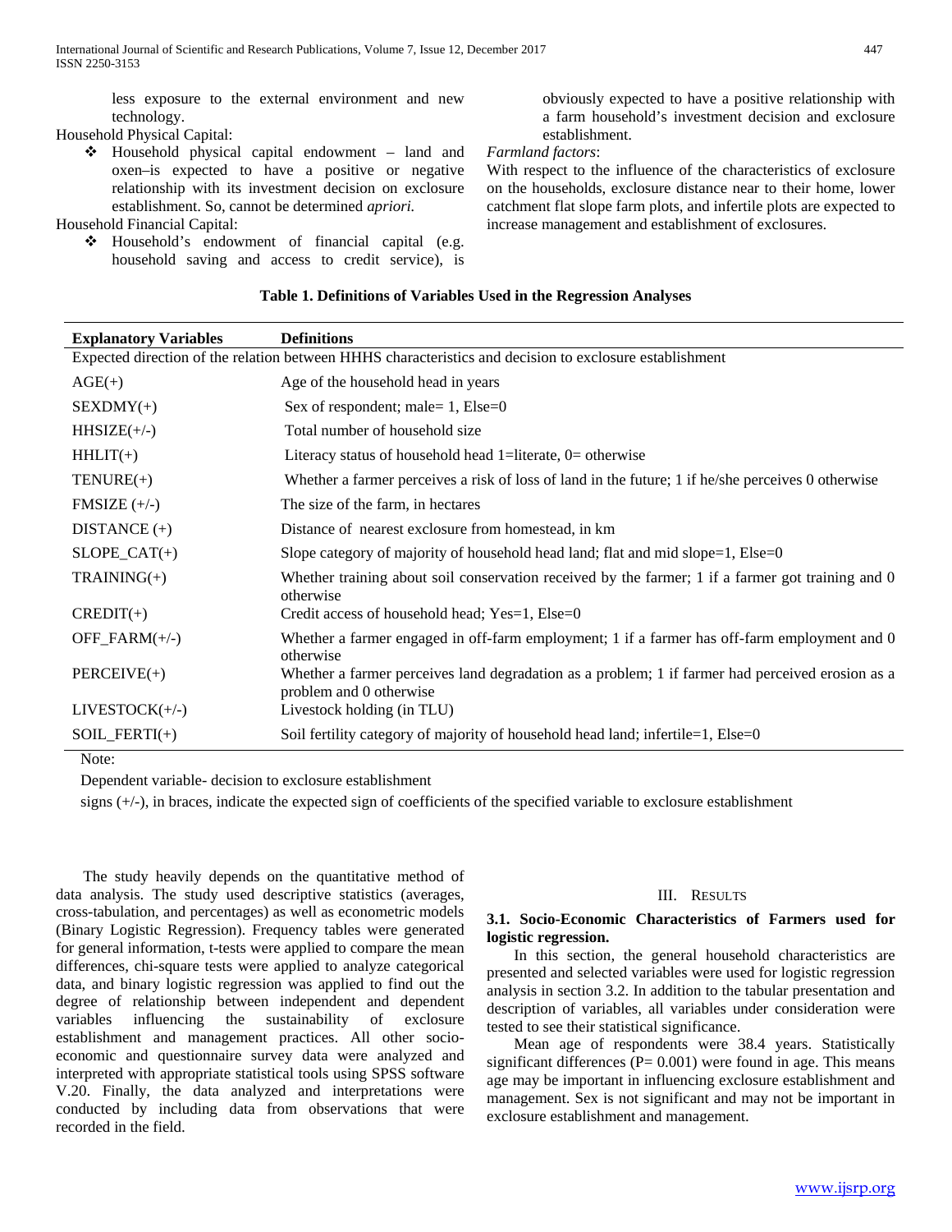less exposure to the external environment and new technology.

Household Physical Capital:

- Household physical capital endowment – land and oxen–is expected to have a positive or negative relationship with its investment decision on exclosure establishment. So, cannot be determined *apriori.*

Household Financial Capital:

- Household's endowment of financial capital (e.g. household saving and access to credit service), is obviously expected to have a positive relationship with a farm household's investment decision and exclosure establishment.

*Farmland factors*:

With respect to the influence of the characteristics of exclosure on the households, exclosure distance near to their home, lower catchment flat slope farm plots, and infertile plots are expected to increase management and establishment of exclosures.

**Table 1. Definitions of Variables Used in the Regression Analyses**

| Explanatory Variables | Definitions |
|---|---|
| Expected direction of the relation between HHHS characteristics and decision to exclosure establishment | |
| AGE(+) | Age of the household head in years |
| SEXDMY(+) | Sex of respondent; male= 1, Else=0 |
| HHSIZE(+/-) | Total number of household size |
| HHLIT(+) | Literacy status of household head 1=literate, 0= otherwise |
| TENURE(+) | Whether a farmer perceives a risk of loss of land in the future; 1 if he/she perceives 0 otherwise |
| FMSIZE (+/-) | The size of the farm, in hectares |
| DISTANCE (+) | Distance of nearest exclosure from homestead, in km |
| SLOPE_CAT(+) | Slope category of majority of household head land; flat and mid slope=1, Else=0 |
| TRAINING(+) | Whether training about soil conservation received by the farmer; 1 if a farmer got training and 0 otherwise |
| CREDIT(+) | Credit access of household head; Yes=1, Else=0 |
| OFF_FARM(+/-) | Whether a farmer engaged in off-farm employment; 1 if a farmer has off-farm employment and 0 otherwise |
| PERCEIVE(+) | Whether a farmer perceives land degradation as a problem; 1 if farmer had perceived erosion as a problem and 0 otherwise |
| LIVESTOCK(+/-) | Livestock holding (in TLU) |
| SOIL_FERTI(+) | Soil fertility category of majority of household head land; infertile=1, Else=0 |

Note:

Dependent variable- decision to exclosure establishment

signs (+/-), in braces, indicate the expected sign of coefficients of the specified variable to exclosure establishment

The study heavily depends on the quantitative method of data analysis. The study used descriptive statistics (averages, cross-tabulation, and percentages) as well as econometric models (Binary Logistic Regression). Frequency tables were generated for general information, t-tests were applied to compare the mean differences, chi-square tests were applied to analyze categorical data, and binary logistic regression was applied to find out the degree of relationship between independent and dependent variables influencing the sustainability of exclosure establishment and management practices. All other socio-economic and questionnaire survey data were analyzed and interpreted with appropriate statistical tools using SPSS software V.20. Finally, the data analyzed and interpretations were conducted by including data from observations that were recorded in the field.

## III. Results

### 3.1. Socio-Economic Characteristics of Farmers used for logistic regression.

In this section, the general household characteristics are presented and selected variables were used for logistic regression analysis in section 3.2. In addition to the tabular presentation and description of variables, all variables under consideration were tested to see their statistical significance.

Mean age of respondents were 38.4 years. Statistically significant differences (P= 0.001) were found in age. This means age may be important in influencing exclosure establishment and management. Sex is not significant and may not be important in exclosure establishment and management.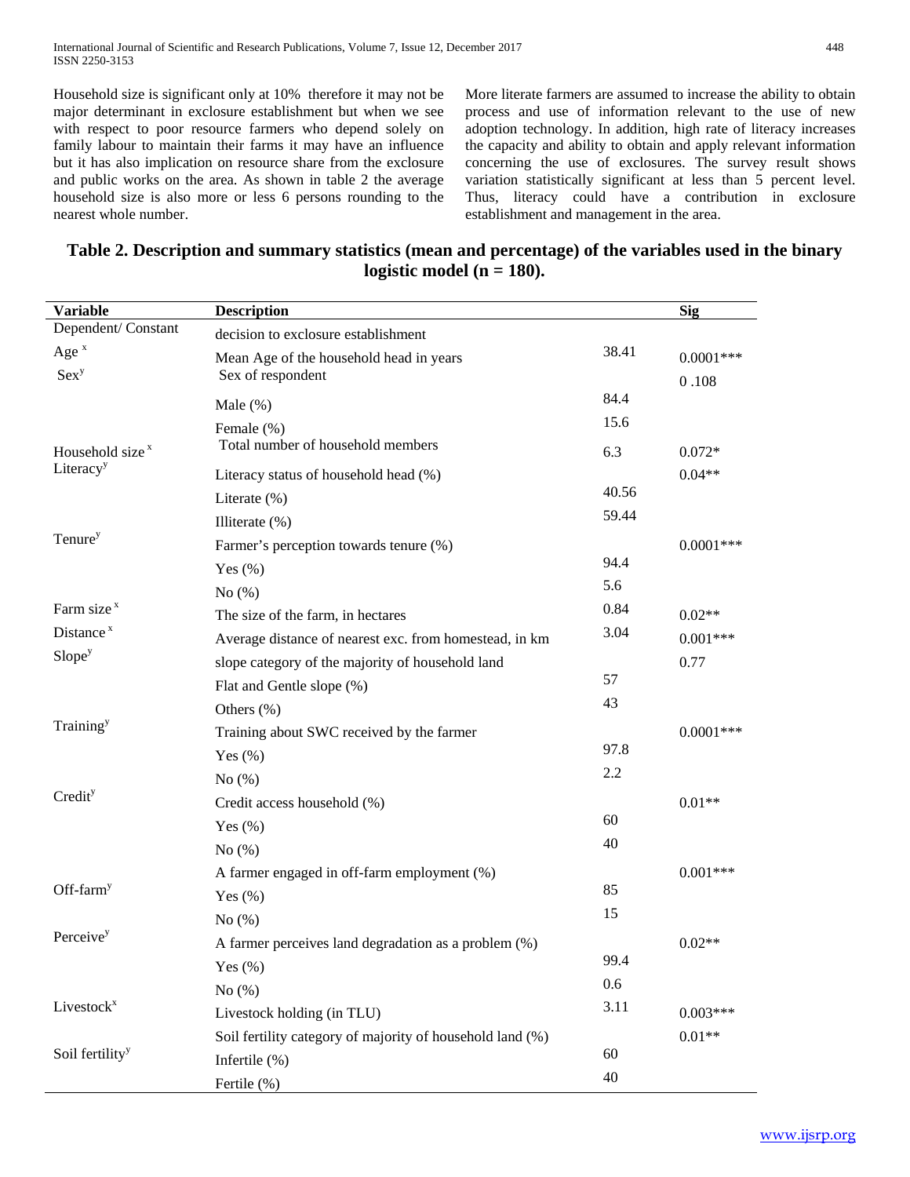Household size is significant only at 10% therefore it may not be major determinant in exclosure establishment but when we see with respect to poor resource farmers who depend solely on family labour to maintain their farms it may have an influence but it has also implication on resource share from the exclosure and public works on the area. As shown in table 2 the average household size is also more or less 6 persons rounding to the nearest whole number.

More literate farmers are assumed to increase the ability to obtain process and use of information relevant to the use of new adoption technology. In addition, high rate of literacy increases the capacity and ability to obtain and apply relevant information concerning the use of exclosures. The survey result shows variation statistically significant at less than 5 percent level. Thus, literacy could have a contribution in exclosure establishment and management in the area.

**Table 2. Description and summary statistics (mean and percentage) of the variables used in the binary logistic model (n = 180).**

| Variable | Description | | Sig |
|---|---|---|---|
| Dependent/ Constant | decision to exclosure establishment | | |
| Age [x] | Mean Age of the household head in years | 38.41 | 0.0001*** |
| Sex[y] | Sex of respondent | | 0 .108 |
| | Male (%) | 84.4 | |
| | Female (%) | 15.6 | |
| Household size [x] | Total number of household members | 6.3 | 0.072* |
| Literacy[y] | Literacy status of household head (%) | | 0.04** |
| | Literate (%) | 40.56 | |
| | Illiterate (%) | 59.44 | |
| Tenure[y] | Farmer's perception towards tenure (%) | | 0.0001*** |
| | Yes (%) | 94.4 | |
| | No (%) | 5.6 | |
| Farm size [x] | The size of the farm, in hectares | 0.84 | 0.02** |
| Distance [x] | Average distance of nearest exc. from homestead, in km | 3.04 | 0.001*** |
| Slope[y] | slope category of the majority of household land | | 0.77 |
| | Flat and Gentle slope (%) | 57 | |
| | Others (%) | 43 | |
| Training[y] | Training about SWC received by the farmer | | 0.0001*** |
| | Yes (%) | 97.8 | |
| | No (%) | 2.2 | |
| Credit[y] | Credit access household (%) | | 0.01** |
| | Yes (%) | 60 | |
| | No (%) | 40 | |
| Off-farm[y] | A farmer engaged in off-farm employment (%) | | 0.001*** |
| | Yes (%) | 85 | |
| | No (%) | 15 | |
| Perceive[y] | A farmer perceives land degradation as a problem (%) | | 0.02** |
| | Yes (%) | 99.4 | |
| | No (%) | 0.6 | |
| Livestock[x] | Livestock holding (in TLU) | 3.11 | 0.003*** |
| Soil fertility[y] | Soil fertility category of majority of household land (%) | | 0.01** |
| | Infertile (%) | 60 | |
| | Fertile (%) | 40 | |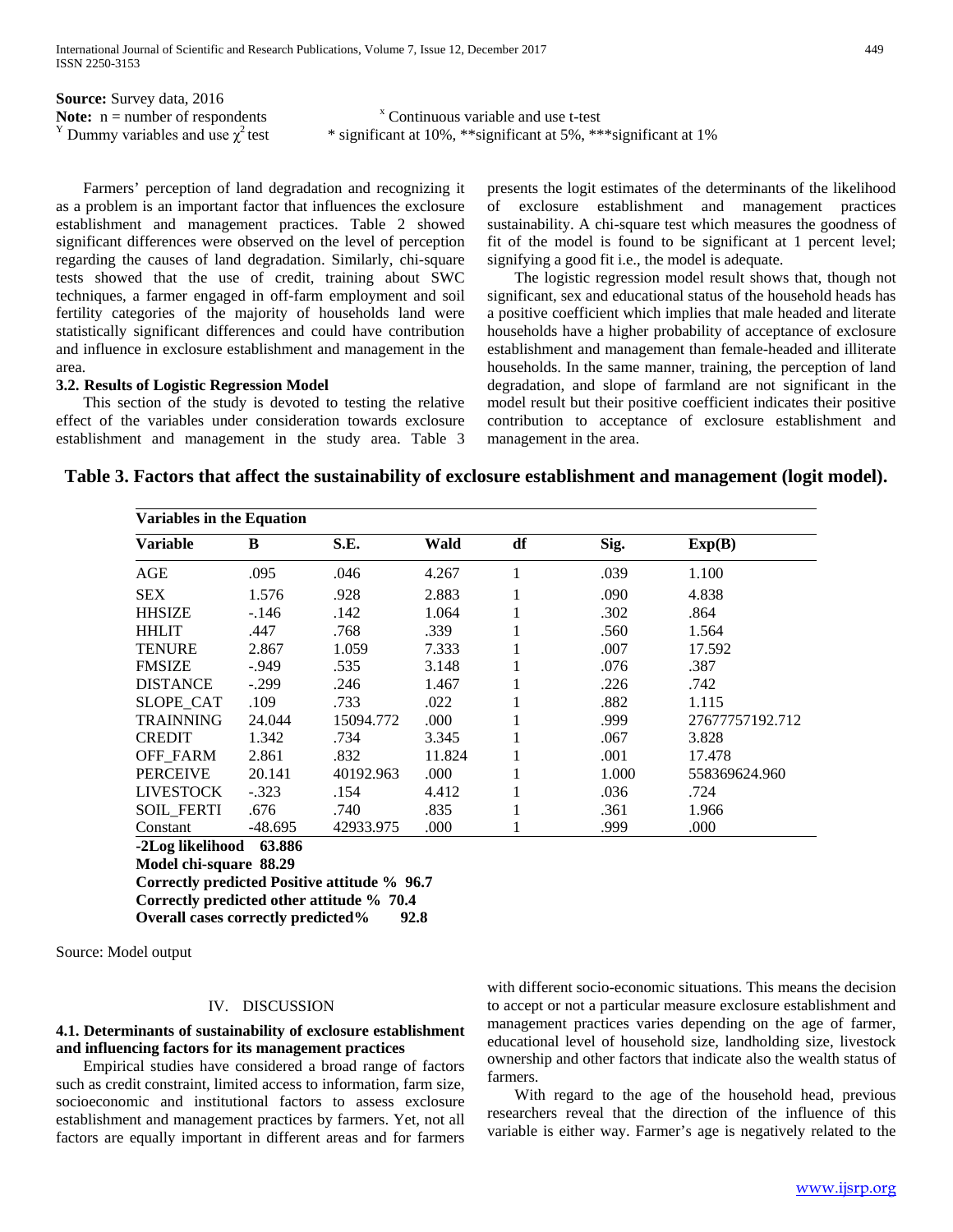**Source:** Survey data, 2016

**Note:** n = number of respondents   $^{x}$ Continuous variable and use t-test

$^{Y}$ Dummy variables and use $\chi^2$ test   * significant at 10%, **significant at 5%, ***significant at 1%

Farmers' perception of land degradation and recognizing it as a problem is an important factor that influences the exclosure establishment and management practices. Table 2 showed significant differences were observed on the level of perception regarding the causes of land degradation. Similarly, chi-square tests showed that the use of credit, training about SWC techniques, a farmer engaged in off-farm employment and soil fertility categories of the majority of households land were statistically significant differences and could have contribution and influence in exclosure establishment and management in the area.

### 3.2. Results of Logistic Regression Model

This section of the study is devoted to testing the relative effect of the variables under consideration towards exclosure establishment and management in the study area. Table 3 presents the logit estimates of the determinants of the likelihood of exclosure establishment and management practices sustainability. A chi-square test which measures the goodness of fit of the model is found to be significant at 1 percent level; signifying a good fit i.e., the model is adequate.

The logistic regression model result shows that, though not significant, sex and educational status of the household heads has a positive coefficient which implies that male headed and literate households have a higher probability of acceptance of exclosure establishment and management than female-headed and illiterate households. In the same manner, training, the perception of land degradation, and slope of farmland are not significant in the model result but their positive coefficient indicates their positive contribution to acceptance of exclosure establishment and management in the area.

**Table 3. Factors that affect the sustainability of exclosure establishment and management (logit model).**

| **Variables in the Equation** | | | | | | |
|---|---|---|---|---|---|---|
| **Variable** | **B** | **S.E.** | **Wald** | **df** | **Sig.** | **Exp(B)** |
| AGE | .095 | .046 | 4.267 | 1 | .039 | 1.100 |
| SEX | 1.576 | .928 | 2.883 | 1 | .090 | 4.838 |
| HHSIZE | -.146 | .142 | 1.064 | 1 | .302 | .864 |
| HHLIT | .447 | .768 | .339 | 1 | .560 | 1.564 |
| TENURE | 2.867 | 1.059 | 7.333 | 1 | .007 | 17.592 |
| FMSIZE | -.949 | .535 | 3.148 | 1 | .076 | .387 |
| DISTANCE | -.299 | .246 | 1.467 | 1 | .226 | .742 |
| SLOPE_CAT | .109 | .733 | .022 | 1 | .882 | 1.115 |
| TRAINNING | 24.044 | 15094.772 | .000 | 1 | .999 | 27677757192.712 |
| CREDIT | 1.342 | .734 | 3.345 | 1 | .067 | 3.828 |
| OFF_FARM | 2.861 | .832 | 11.824 | 1 | .001 | 17.478 |
| PERCEIVE | 20.141 | 40192.963 | .000 | 1 | 1.000 | 558369624.960 |
| LIVESTOCK | -.323 | .154 | 4.412 | 1 | .036 | .724 |
| SOIL_FERTI | .676 | .740 | .835 | 1 | .361 | 1.966 |
| Constant | -48.695 | 42933.975 | .000 | 1 | .999 | .000 |

**-2Log likelihood 63.886**

**Model chi-square 88.29**

**Correctly predicted Positive attitude % 96.7**

**Correctly predicted other attitude % 70.4**

**Overall cases correctly predicted% 92.8**

Source: Model output

## IV. DISCUSSION

### 4.1. Determinants of sustainability of exclosure establishment and influencing factors for its management practices

Empirical studies have considered a broad range of factors such as credit constraint, limited access to information, farm size, socioeconomic and institutional factors to assess exclosure establishment and management practices by farmers. Yet, not all factors are equally important in different areas and for farmers with different socio-economic situations. This means the decision to accept or not a particular measure exclosure establishment and management practices varies depending on the age of farmer, educational level of household size, landholding size, livestock ownership and other factors that indicate also the wealth status of farmers.

With regard to the age of the household head, previous researchers reveal that the direction of the influence of this variable is either way. Farmer's age is negatively related to the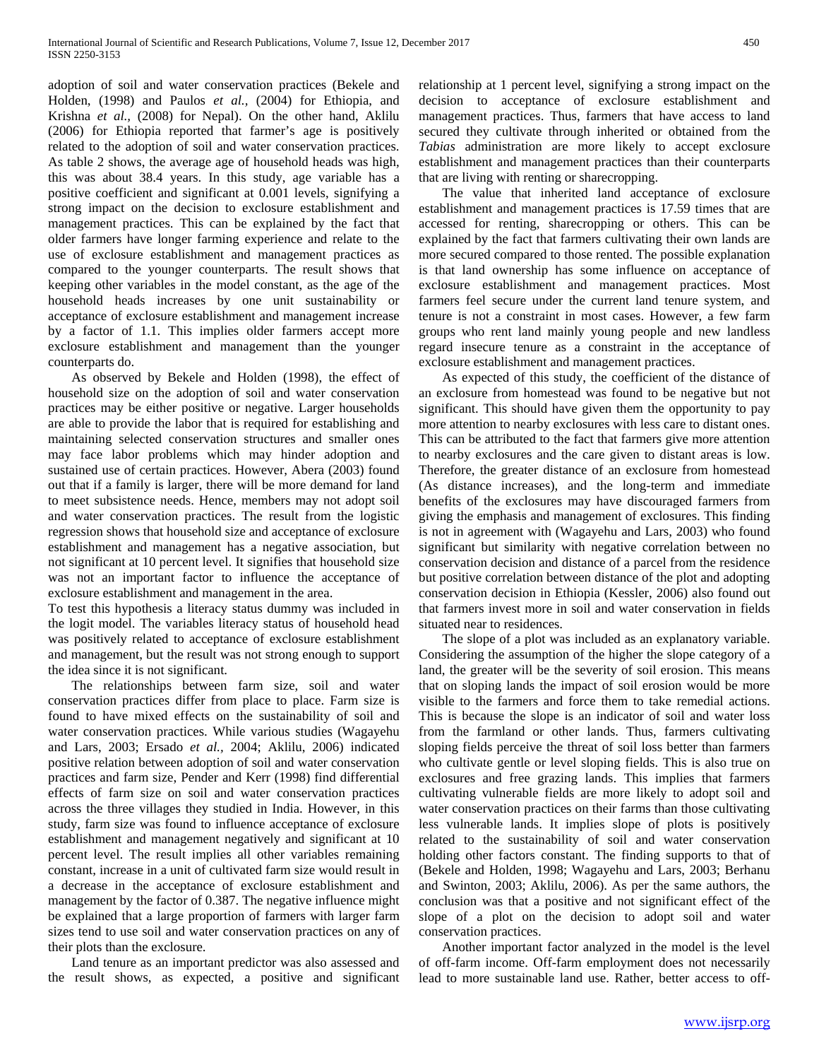adoption of soil and water conservation practices (Bekele and Holden, (1998) and Paulos *et al.,* (2004) for Ethiopia, and Krishna *et al.,* (2008) for Nepal). On the other hand, Aklilu (2006) for Ethiopia reported that farmer's age is positively related to the adoption of soil and water conservation practices. As table 2 shows, the average age of household heads was high, this was about 38.4 years. In this study, age variable has a positive coefficient and significant at 0.001 levels, signifying a strong impact on the decision to exclosure establishment and management practices. This can be explained by the fact that older farmers have longer farming experience and relate to the use of exclosure establishment and management practices as compared to the younger counterparts. The result shows that keeping other variables in the model constant, as the age of the household heads increases by one unit sustainability or acceptance of exclosure establishment and management increase by a factor of 1.1. This implies older farmers accept more exclosure establishment and management than the younger counterparts do.

As observed by Bekele and Holden (1998), the effect of household size on the adoption of soil and water conservation practices may be either positive or negative. Larger households are able to provide the labor that is required for establishing and maintaining selected conservation structures and smaller ones may face labor problems which may hinder adoption and sustained use of certain practices. However, Abera (2003) found out that if a family is larger, there will be more demand for land to meet subsistence needs. Hence, members may not adopt soil and water conservation practices. The result from the logistic regression shows that household size and acceptance of exclosure establishment and management has a negative association, but not significant at 10 percent level. It signifies that household size was not an important factor to influence the acceptance of exclosure establishment and management in the area.

To test this hypothesis a literacy status dummy was included in the logit model. The variables literacy status of household head was positively related to acceptance of exclosure establishment and management, but the result was not strong enough to support the idea since it is not significant.

The relationships between farm size, soil and water conservation practices differ from place to place. Farm size is found to have mixed effects on the sustainability of soil and water conservation practices. While various studies (Wagayehu and Lars, 2003; Ersado *et al.,* 2004; Aklilu, 2006) indicated positive relation between adoption of soil and water conservation practices and farm size, Pender and Kerr (1998) find differential effects of farm size on soil and water conservation practices across the three villages they studied in India. However, in this study, farm size was found to influence acceptance of exclosure establishment and management negatively and significant at 10 percent level. The result implies all other variables remaining constant, increase in a unit of cultivated farm size would result in a decrease in the acceptance of exclosure establishment and management by the factor of 0.387. The negative influence might be explained that a large proportion of farmers with larger farm sizes tend to use soil and water conservation practices on any of their plots than the exclosure.

Land tenure as an important predictor was also assessed and the result shows, as expected, a positive and significant relationship at 1 percent level, signifying a strong impact on the decision to acceptance of exclosure establishment and management practices. Thus, farmers that have access to land secured they cultivate through inherited or obtained from the *Tabias* administration are more likely to accept exclosure establishment and management practices than their counterparts that are living with renting or sharecropping.

The value that inherited land acceptance of exclosure establishment and management practices is 17.59 times that are accessed for renting, sharecropping or others. This can be explained by the fact that farmers cultivating their own lands are more secured compared to those rented. The possible explanation is that land ownership has some influence on acceptance of exclosure establishment and management practices. Most farmers feel secure under the current land tenure system, and tenure is not a constraint in most cases. However, a few farm groups who rent land mainly young people and new landless regard insecure tenure as a constraint in the acceptance of exclosure establishment and management practices.

As expected of this study, the coefficient of the distance of an exclosure from homestead was found to be negative but not significant. This should have given them the opportunity to pay more attention to nearby exclosures with less care to distant ones. This can be attributed to the fact that farmers give more attention to nearby exclosures and the care given to distant areas is low. Therefore, the greater distance of an exclosure from homestead (As distance increases), and the long-term and immediate benefits of the exclosures may have discouraged farmers from giving the emphasis and management of exclosures. This finding is not in agreement with (Wagayehu and Lars, 2003) who found significant but similarity with negative correlation between no conservation decision and distance of a parcel from the residence but positive correlation between distance of the plot and adopting conservation decision in Ethiopia (Kessler, 2006) also found out that farmers invest more in soil and water conservation in fields situated near to residences.

The slope of a plot was included as an explanatory variable. Considering the assumption of the higher the slope category of a land, the greater will be the severity of soil erosion. This means that on sloping lands the impact of soil erosion would be more visible to the farmers and force them to take remedial actions. This is because the slope is an indicator of soil and water loss from the farmland or other lands. Thus, farmers cultivating sloping fields perceive the threat of soil loss better than farmers who cultivate gentle or level sloping fields. This is also true on exclosures and free grazing lands. This implies that farmers cultivating vulnerable fields are more likely to adopt soil and water conservation practices on their farms than those cultivating less vulnerable lands. It implies slope of plots is positively related to the sustainability of soil and water conservation holding other factors constant. The finding supports to that of (Bekele and Holden, 1998; Wagayehu and Lars, 2003; Berhanu and Swinton, 2003; Aklilu, 2006). As per the same authors, the conclusion was that a positive and not significant effect of the slope of a plot on the decision to adopt soil and water conservation practices.

Another important factor analyzed in the model is the level of off-farm income. Off-farm employment does not necessarily lead to more sustainable land use. Rather, better access to off-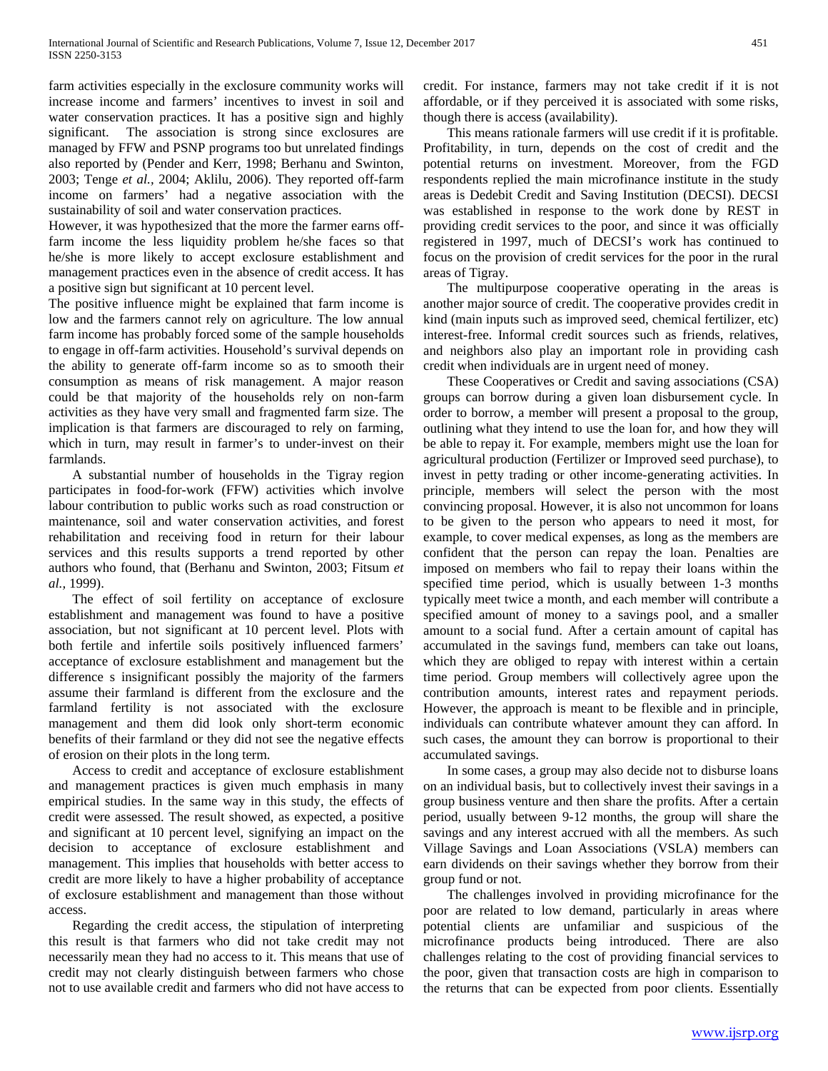farm activities especially in the exclosure community works will increase income and farmers' incentives to invest in soil and water conservation practices. It has a positive sign and highly significant. The association is strong since exclosures are managed by FFW and PSNP programs too but unrelated findings also reported by (Pender and Kerr, 1998; Berhanu and Swinton, 2003; Tenge *et al.,* 2004; Aklilu, 2006). They reported off-farm income on farmers' had a negative association with the sustainability of soil and water conservation practices.

However, it was hypothesized that the more the farmer earns off-farm income the less liquidity problem he/she faces so that he/she is more likely to accept exclosure establishment and management practices even in the absence of credit access. It has a positive sign but significant at 10 percent level.

The positive influence might be explained that farm income is low and the farmers cannot rely on agriculture. The low annual farm income has probably forced some of the sample households to engage in off-farm activities. Household's survival depends on the ability to generate off-farm income so as to smooth their consumption as means of risk management. A major reason could be that majority of the households rely on non-farm activities as they have very small and fragmented farm size. The implication is that farmers are discouraged to rely on farming, which in turn, may result in farmer's to under-invest on their farmlands.

A substantial number of households in the Tigray region participates in food-for-work (FFW) activities which involve labour contribution to public works such as road construction or maintenance, soil and water conservation activities, and forest rehabilitation and receiving food in return for their labour services and this results supports a trend reported by other authors who found, that (Berhanu and Swinton, 2003; Fitsum *et al.,* 1999).

The effect of soil fertility on acceptance of exclosure establishment and management was found to have a positive association, but not significant at 10 percent level. Plots with both fertile and infertile soils positively influenced farmers' acceptance of exclosure establishment and management but the difference s insignificant possibly the majority of the farmers assume their farmland is different from the exclosure and the farmland fertility is not associated with the exclosure management and them did look only short-term economic benefits of their farmland or they did not see the negative effects of erosion on their plots in the long term.

Access to credit and acceptance of exclosure establishment and management practices is given much emphasis in many empirical studies. In the same way in this study, the effects of credit were assessed. The result showed, as expected, a positive and significant at 10 percent level, signifying an impact on the decision to acceptance of exclosure establishment and management. This implies that households with better access to credit are more likely to have a higher probability of acceptance of exclosure establishment and management than those without access.

Regarding the credit access, the stipulation of interpreting this result is that farmers who did not take credit may not necessarily mean they had no access to it. This means that use of credit may not clearly distinguish between farmers who chose not to use available credit and farmers who did not have access to credit. For instance, farmers may not take credit if it is not affordable, or if they perceived it is associated with some risks, though there is access (availability).

This means rationale farmers will use credit if it is profitable. Profitability, in turn, depends on the cost of credit and the potential returns on investment. Moreover, from the FGD respondents replied the main microfinance institute in the study areas is Dedebit Credit and Saving Institution (DECSI). DECSI was established in response to the work done by REST in providing credit services to the poor, and since it was officially registered in 1997, much of DECSI's work has continued to focus on the provision of credit services for the poor in the rural areas of Tigray.

The multipurpose cooperative operating in the areas is another major source of credit. The cooperative provides credit in kind (main inputs such as improved seed, chemical fertilizer, etc) interest-free. Informal credit sources such as friends, relatives, and neighbors also play an important role in providing cash credit when individuals are in urgent need of money.

These Cooperatives or Credit and saving associations (CSA) groups can borrow during a given loan disbursement cycle. In order to borrow, a member will present a proposal to the group, outlining what they intend to use the loan for, and how they will be able to repay it. For example, members might use the loan for agricultural production (Fertilizer or Improved seed purchase), to invest in petty trading or other income-generating activities. In principle, members will select the person with the most convincing proposal. However, it is also not uncommon for loans to be given to the person who appears to need it most, for example, to cover medical expenses, as long as the members are confident that the person can repay the loan. Penalties are imposed on members who fail to repay their loans within the specified time period, which is usually between 1-3 months typically meet twice a month, and each member will contribute a specified amount of money to a savings pool, and a smaller amount to a social fund. After a certain amount of capital has accumulated in the savings fund, members can take out loans, which they are obliged to repay with interest within a certain time period. Group members will collectively agree upon the contribution amounts, interest rates and repayment periods. However, the approach is meant to be flexible and in principle, individuals can contribute whatever amount they can afford. In such cases, the amount they can borrow is proportional to their accumulated savings.

In some cases, a group may also decide not to disburse loans on an individual basis, but to collectively invest their savings in a group business venture and then share the profits. After a certain period, usually between 9-12 months, the group will share the savings and any interest accrued with all the members. As such Village Savings and Loan Associations (VSLA) members can earn dividends on their savings whether they borrow from their group fund or not.

The challenges involved in providing microfinance for the poor are related to low demand, particularly in areas where potential clients are unfamiliar and suspicious of the microfinance products being introduced. There are also challenges relating to the cost of providing financial services to the poor, given that transaction costs are high in comparison to the returns that can be expected from poor clients. Essentially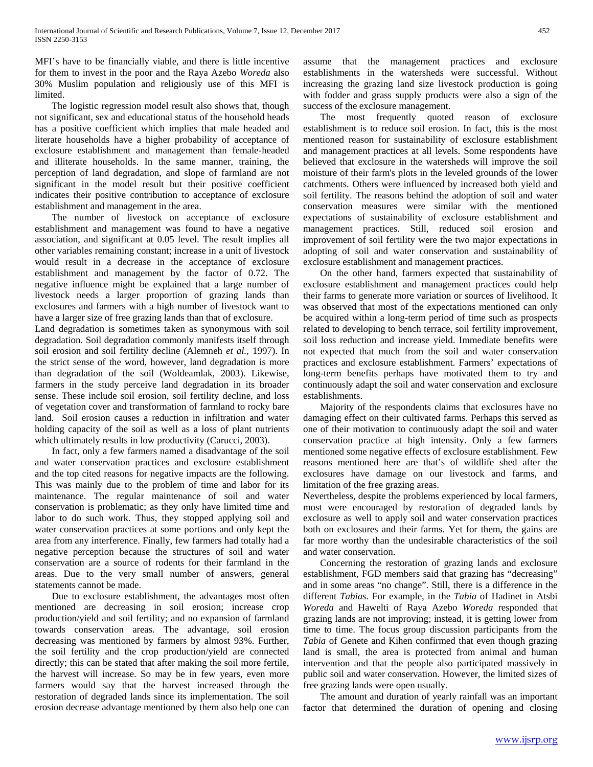MFI's have to be financially viable, and there is little incentive for them to invest in the poor and the Raya Azebo *Woreda* also 30% Muslim population and religiously use of this MFI is limited.

The logistic regression model result also shows that, though not significant, sex and educational status of the household heads has a positive coefficient which implies that male headed and literate households have a higher probability of acceptance of exclosure establishment and management than female-headed and illiterate households. In the same manner, training, the perception of land degradation, and slope of farmland are not significant in the model result but their positive coefficient indicates their positive contribution to acceptance of exclosure establishment and management in the area.

The number of livestock on acceptance of exclosure establishment and management was found to have a negative association, and significant at 0.05 level. The result implies all other variables remaining constant; increase in a unit of livestock would result in a decrease in the acceptance of exclosure establishment and management by the factor of 0.72. The negative influence might be explained that a large number of livestock needs a larger proportion of grazing lands than exclosures and farmers with a high number of livestock want to have a larger size of free grazing lands than that of exclosure.

Land degradation is sometimes taken as synonymous with soil degradation. Soil degradation commonly manifests itself through soil erosion and soil fertility decline (Alemneh *et al.*, 1997). In the strict sense of the word, however, land degradation is more than degradation of the soil (Woldeamlak, 2003). Likewise, farmers in the study perceive land degradation in its broader sense. These include soil erosion, soil fertility decline, and loss of vegetation cover and transformation of farmland to rocky bare land. Soil erosion causes a reduction in infiltration and water holding capacity of the soil as well as a loss of plant nutrients which ultimately results in low productivity (Carucci, 2003).

In fact, only a few farmers named a disadvantage of the soil and water conservation practices and exclosure establishment and the top cited reasons for negative impacts are the following. This was mainly due to the problem of time and labor for its maintenance. The regular maintenance of soil and water conservation is problematic; as they only have limited time and labor to do such work. Thus, they stopped applying soil and water conservation practices at some portions and only kept the area from any interference. Finally, few farmers had totally had a negative perception because the structures of soil and water conservation are a source of rodents for their farmland in the areas. Due to the very small number of answers, general statements cannot be made.

Due to exclosure establishment, the advantages most often mentioned are decreasing in soil erosion; increase crop production/yield and soil fertility; and no expansion of farmland towards conservation areas. The advantage, soil erosion decreasing was mentioned by farmers by almost 93%. Further, the soil fertility and the crop production/yield are connected directly; this can be stated that after making the soil more fertile, the harvest will increase. So may be in few years, even more farmers would say that the harvest increased through the restoration of degraded lands since its implementation. The soil erosion decrease advantage mentioned by them also help one can assume that the management practices and exclosure establishments in the watersheds were successful. Without increasing the grazing land size livestock production is going with fodder and grass supply products were also a sign of the success of the exclosure management.

The most frequently quoted reason of exclosure establishment is to reduce soil erosion. In fact, this is the most mentioned reason for sustainability of exclosure establishment and management practices at all levels. Some respondents have believed that exclosure in the watersheds will improve the soil moisture of their farm's plots in the leveled grounds of the lower catchments. Others were influenced by increased both yield and soil fertility. The reasons behind the adoption of soil and water conservation measures were similar with the mentioned expectations of sustainability of exclosure establishment and management practices. Still, reduced soil erosion and improvement of soil fertility were the two major expectations in adopting of soil and water conservation and sustainability of exclosure establishment and management practices.

On the other hand, farmers expected that sustainability of exclosure establishment and management practices could help their farms to generate more variation or sources of livelihood. It was observed that most of the expectations mentioned can only be acquired within a long-term period of time such as prospects related to developing to bench terrace, soil fertility improvement, soil loss reduction and increase yield. Immediate benefits were not expected that much from the soil and water conservation practices and exclosure establishment. Farmers' expectations of long-term benefits perhaps have motivated them to try and continuously adapt the soil and water conservation and exclosure establishments.

Majority of the respondents claims that exclosures have no damaging effect on their cultivated farms. Perhaps this served as one of their motivation to continuously adapt the soil and water conservation practice at high intensity. Only a few farmers mentioned some negative effects of exclosure establishment. Few reasons mentioned here are that's of wildlife shed after the exclosures have damage on our livestock and farms, and limitation of the free grazing areas.

Nevertheless, despite the problems experienced by local farmers, most were encouraged by restoration of degraded lands by exclosure as well to apply soil and water conservation practices both on exclosures and their farms. Yet for them, the gains are far more worthy than the undesirable characteristics of the soil and water conservation.

Concerning the restoration of grazing lands and exclosure establishment, FGD members said that grazing has "decreasing" and in some areas "no change". Still, there is a difference in the different *Tabias.* For example, in the *Tabia* of Hadinet in Atsbi *Woreda* and Hawelti of Raya Azebo *Woreda* responded that grazing lands are not improving; instead, it is getting lower from time to time. The focus group discussion participants from the *Tabia* of Genete and Kihen confirmed that even though grazing land is small, the area is protected from animal and human intervention and that the people also participated massively in public soil and water conservation. However, the limited sizes of free grazing lands were open usually.

The amount and duration of yearly rainfall was an important factor that determined the duration of opening and closing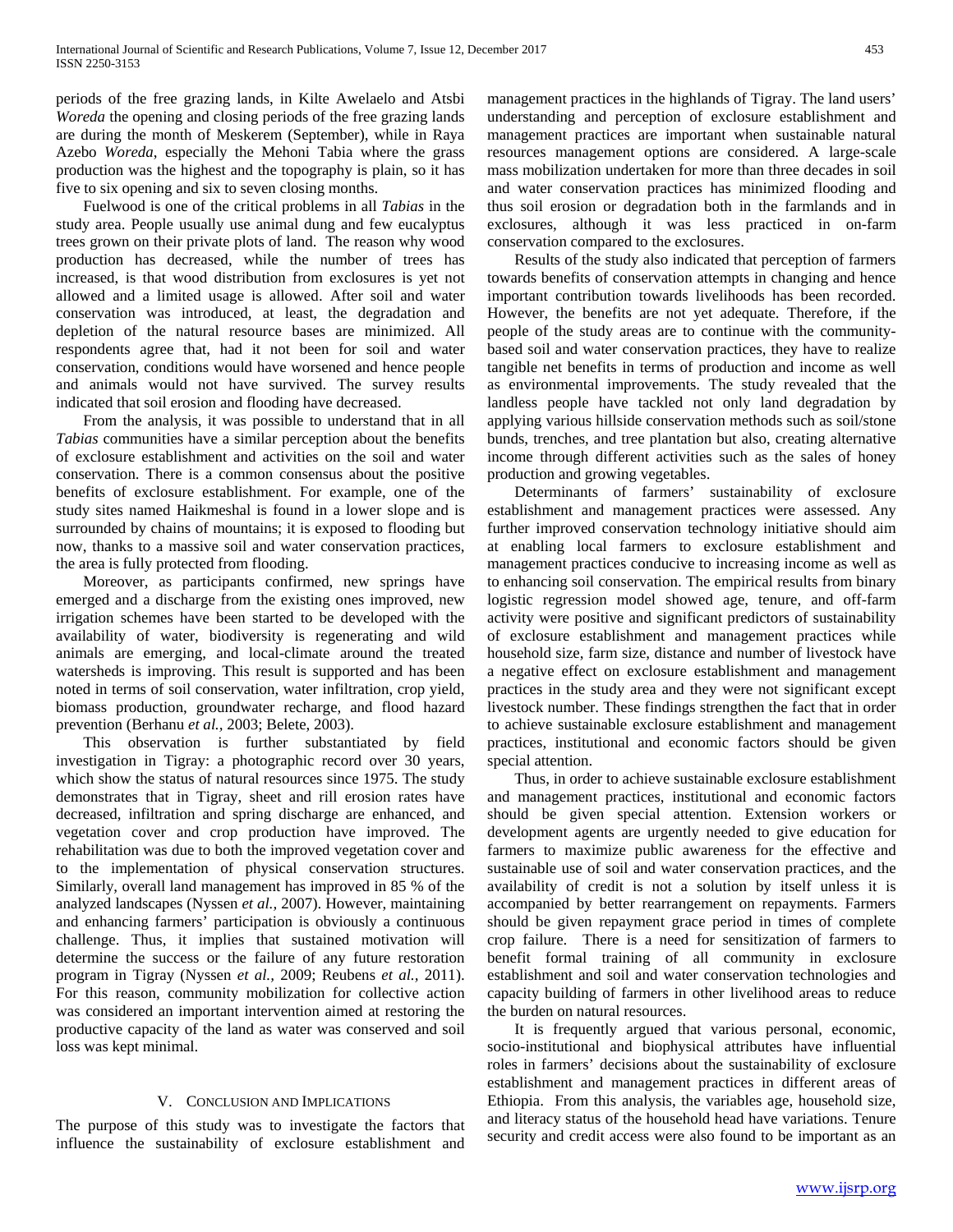periods of the free grazing lands, in Kilte Awelaelo and Atsbi *Woreda* the opening and closing periods of the free grazing lands are during the month of Meskerem (September), while in Raya Azebo *Woreda*, especially the Mehoni Tabia where the grass production was the highest and the topography is plain, so it has five to six opening and six to seven closing months.

Fuelwood is one of the critical problems in all *Tabias* in the study area. People usually use animal dung and few eucalyptus trees grown on their private plots of land. The reason why wood production has decreased, while the number of trees has increased, is that wood distribution from exclosures is yet not allowed and a limited usage is allowed. After soil and water conservation was introduced, at least, the degradation and depletion of the natural resource bases are minimized. All respondents agree that, had it not been for soil and water conservation, conditions would have worsened and hence people and animals would not have survived. The survey results indicated that soil erosion and flooding have decreased.

From the analysis, it was possible to understand that in all *Tabias* communities have a similar perception about the benefits of exclosure establishment and activities on the soil and water conservation. There is a common consensus about the positive benefits of exclosure establishment. For example, one of the study sites named Haikmeshal is found in a lower slope and is surrounded by chains of mountains; it is exposed to flooding but now, thanks to a massive soil and water conservation practices, the area is fully protected from flooding.

Moreover, as participants confirmed, new springs have emerged and a discharge from the existing ones improved, new irrigation schemes have been started to be developed with the availability of water, biodiversity is regenerating and wild animals are emerging, and local-climate around the treated watersheds is improving. This result is supported and has been noted in terms of soil conservation, water infiltration, crop yield, biomass production, groundwater recharge, and flood hazard prevention (Berhanu *et al.,* 2003; Belete, 2003).

This observation is further substantiated by field investigation in Tigray: a photographic record over 30 years, which show the status of natural resources since 1975. The study demonstrates that in Tigray, sheet and rill erosion rates have decreased, infiltration and spring discharge are enhanced, and vegetation cover and crop production have improved. The rehabilitation was due to both the improved vegetation cover and to the implementation of physical conservation structures. Similarly, overall land management has improved in 85 % of the analyzed landscapes (Nyssen *et al.,* 2007). However, maintaining and enhancing farmers' participation is obviously a continuous challenge. Thus, it implies that sustained motivation will determine the success or the failure of any future restoration program in Tigray (Nyssen *et al.,* 2009; Reubens *et al.,* 2011). For this reason, community mobilization for collective action was considered an important intervention aimed at restoring the productive capacity of the land as water was conserved and soil loss was kept minimal.

## V. Conclusion and Implications

The purpose of this study was to investigate the factors that influence the sustainability of exclosure establishment and management practices in the highlands of Tigray. The land users' understanding and perception of exclosure establishment and management practices are important when sustainable natural resources management options are considered. A large-scale mass mobilization undertaken for more than three decades in soil and water conservation practices has minimized flooding and thus soil erosion or degradation both in the farmlands and in exclosures, although it was less practiced in on-farm conservation compared to the exclosures.

Results of the study also indicated that perception of farmers towards benefits of conservation attempts in changing and hence important contribution towards livelihoods has been recorded. However, the benefits are not yet adequate. Therefore, if the people of the study areas are to continue with the community-based soil and water conservation practices, they have to realize tangible net benefits in terms of production and income as well as environmental improvements. The study revealed that the landless people have tackled not only land degradation by applying various hillside conservation methods such as soil/stone bunds, trenches, and tree plantation but also, creating alternative income through different activities such as the sales of honey production and growing vegetables.

Determinants of farmers' sustainability of exclosure establishment and management practices were assessed. Any further improved conservation technology initiative should aim at enabling local farmers to exclosure establishment and management practices conducive to increasing income as well as to enhancing soil conservation. The empirical results from binary logistic regression model showed age, tenure, and off-farm activity were positive and significant predictors of sustainability of exclosure establishment and management practices while household size, farm size, distance and number of livestock have a negative effect on exclosure establishment and management practices in the study area and they were not significant except livestock number. These findings strengthen the fact that in order to achieve sustainable exclosure establishment and management practices, institutional and economic factors should be given special attention.

Thus, in order to achieve sustainable exclosure establishment and management practices, institutional and economic factors should be given special attention. Extension workers or development agents are urgently needed to give education for farmers to maximize public awareness for the effective and sustainable use of soil and water conservation practices, and the availability of credit is not a solution by itself unless it is accompanied by better rearrangement on repayments. Farmers should be given repayment grace period in times of complete crop failure. There is a need for sensitization of farmers to benefit formal training of all community in exclosure establishment and soil and water conservation technologies and capacity building of farmers in other livelihood areas to reduce the burden on natural resources.

It is frequently argued that various personal, economic, socio-institutional and biophysical attributes have influential roles in farmers' decisions about the sustainability of exclosure establishment and management practices in different areas of Ethiopia. From this analysis, the variables age, household size, and literacy status of the household head have variations. Tenure security and credit access were also found to be important as an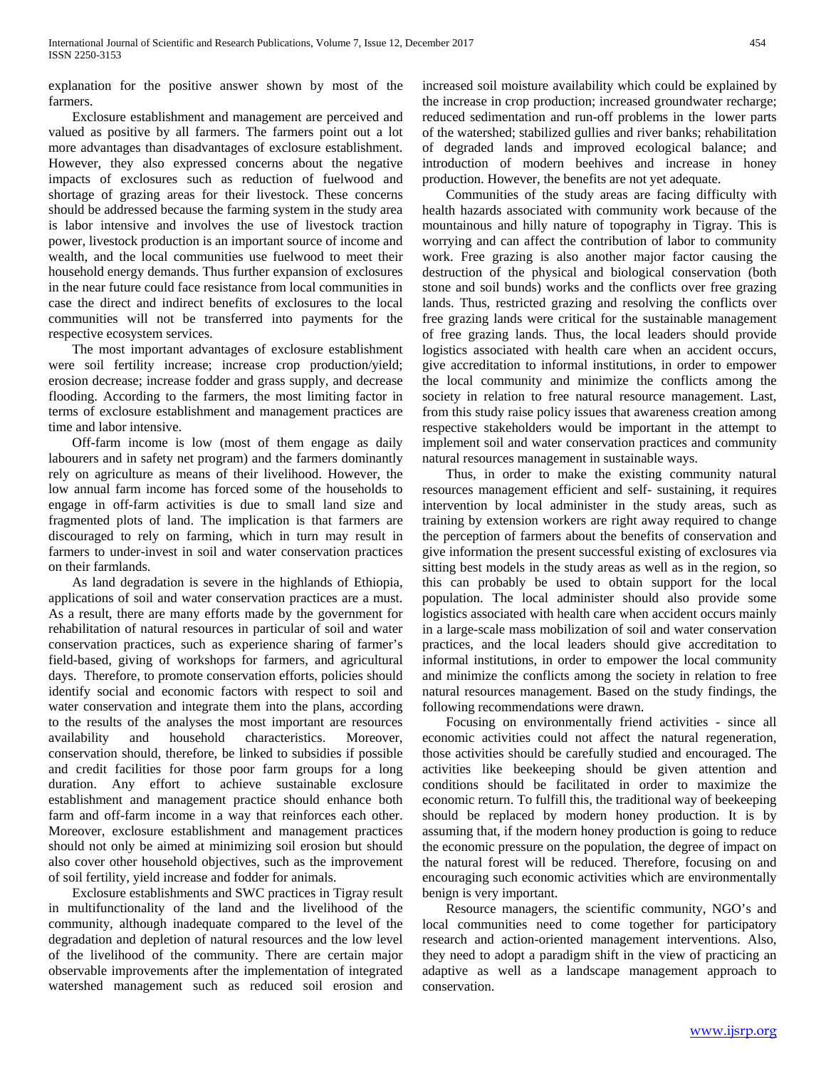explanation for the positive answer shown by most of the farmers.

Exclosure establishment and management are perceived and valued as positive by all farmers. The farmers point out a lot more advantages than disadvantages of exclosure establishment. However, they also expressed concerns about the negative impacts of exclosures such as reduction of fuelwood and shortage of grazing areas for their livestock. These concerns should be addressed because the farming system in the study area is labor intensive and involves the use of livestock traction power, livestock production is an important source of income and wealth, and the local communities use fuelwood to meet their household energy demands. Thus further expansion of exclosures in the near future could face resistance from local communities in case the direct and indirect benefits of exclosures to the local communities will not be transferred into payments for the respective ecosystem services.

The most important advantages of exclosure establishment were soil fertility increase; increase crop production/yield; erosion decrease; increase fodder and grass supply, and decrease flooding. According to the farmers, the most limiting factor in terms of exclosure establishment and management practices are time and labor intensive.

Off-farm income is low (most of them engage as daily labourers and in safety net program) and the farmers dominantly rely on agriculture as means of their livelihood. However, the low annual farm income has forced some of the households to engage in off-farm activities is due to small land size and fragmented plots of land. The implication is that farmers are discouraged to rely on farming, which in turn may result in farmers to under-invest in soil and water conservation practices on their farmlands.

As land degradation is severe in the highlands of Ethiopia, applications of soil and water conservation practices are a must. As a result, there are many efforts made by the government for rehabilitation of natural resources in particular of soil and water conservation practices, such as experience sharing of farmer's field-based, giving of workshops for farmers, and agricultural days. Therefore, to promote conservation efforts, policies should identify social and economic factors with respect to soil and water conservation and integrate them into the plans, according to the results of the analyses the most important are resources availability and household characteristics. Moreover, conservation should, therefore, be linked to subsidies if possible and credit facilities for those poor farm groups for a long duration. Any effort to achieve sustainable exclosure establishment and management practice should enhance both farm and off-farm income in a way that reinforces each other. Moreover, exclosure establishment and management practices should not only be aimed at minimizing soil erosion but should also cover other household objectives, such as the improvement of soil fertility, yield increase and fodder for animals.

Exclosure establishments and SWC practices in Tigray result in multifunctionality of the land and the livelihood of the community, although inadequate compared to the level of the degradation and depletion of natural resources and the low level of the livelihood of the community. There are certain major observable improvements after the implementation of integrated watershed management such as reduced soil erosion and increased soil moisture availability which could be explained by the increase in crop production; increased groundwater recharge; reduced sedimentation and run-off problems in the lower parts of the watershed; stabilized gullies and river banks; rehabilitation of degraded lands and improved ecological balance; and introduction of modern beehives and increase in honey production. However, the benefits are not yet adequate.

Communities of the study areas are facing difficulty with health hazards associated with community work because of the mountainous and hilly nature of topography in Tigray. This is worrying and can affect the contribution of labor to community work. Free grazing is also another major factor causing the destruction of the physical and biological conservation (both stone and soil bunds) works and the conflicts over free grazing lands. Thus, restricted grazing and resolving the conflicts over free grazing lands were critical for the sustainable management of free grazing lands. Thus, the local leaders should provide logistics associated with health care when an accident occurs, give accreditation to informal institutions, in order to empower the local community and minimize the conflicts among the society in relation to free natural resource management. Last, from this study raise policy issues that awareness creation among respective stakeholders would be important in the attempt to implement soil and water conservation practices and community natural resources management in sustainable ways.

Thus, in order to make the existing community natural resources management efficient and self- sustaining, it requires intervention by local administer in the study areas, such as training by extension workers are right away required to change the perception of farmers about the benefits of conservation and give information the present successful existing of exclosures via sitting best models in the study areas as well as in the region, so this can probably be used to obtain support for the local population. The local administer should also provide some logistics associated with health care when accident occurs mainly in a large-scale mass mobilization of soil and water conservation practices, and the local leaders should give accreditation to informal institutions, in order to empower the local community and minimize the conflicts among the society in relation to free natural resources management. Based on the study findings, the following recommendations were drawn.

Focusing on environmentally friend activities - since all economic activities could not affect the natural regeneration, those activities should be carefully studied and encouraged. The activities like beekeeping should be given attention and conditions should be facilitated in order to maximize the economic return. To fulfill this, the traditional way of beekeeping should be replaced by modern honey production. It is by assuming that, if the modern honey production is going to reduce the economic pressure on the population, the degree of impact on the natural forest will be reduced. Therefore, focusing on and encouraging such economic activities which are environmentally benign is very important.

Resource managers, the scientific community, NGO's and local communities need to come together for participatory research and action-oriented management interventions. Also, they need to adopt a paradigm shift in the view of practicing an adaptive as well as a landscape management approach to conservation.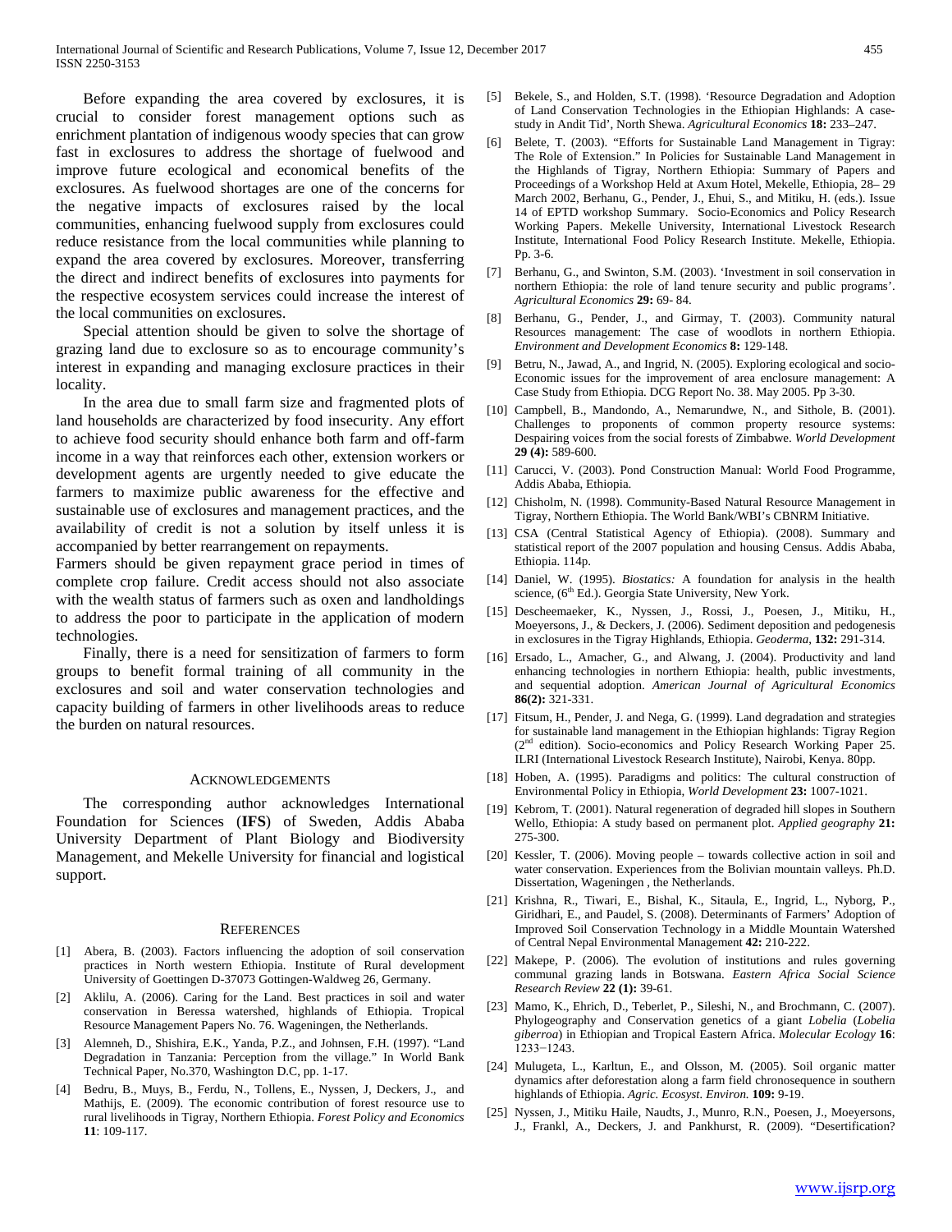Before expanding the area covered by exclosures, it is crucial to consider forest management options such as enrichment plantation of indigenous woody species that can grow fast in exclosures to address the shortage of fuelwood and improve future ecological and economical benefits of the exclosures. As fuelwood shortages are one of the concerns for the negative impacts of exclosures raised by the local communities, enhancing fuelwood supply from exclosures could reduce resistance from the local communities while planning to expand the area covered by exclosures. Moreover, transferring the direct and indirect benefits of exclosures into payments for the respective ecosystem services could increase the interest of the local communities on exclosures.

Special attention should be given to solve the shortage of grazing land due to exclosure so as to encourage community's interest in expanding and managing exclosure practices in their locality.

In the area due to small farm size and fragmented plots of land households are characterized by food insecurity. Any effort to achieve food security should enhance both farm and off-farm income in a way that reinforces each other, extension workers or development agents are urgently needed to give educate the farmers to maximize public awareness for the effective and sustainable use of exclosures and management practices, and the availability of credit is not a solution by itself unless it is accompanied by better rearrangement on repayments.
Farmers should be given repayment grace period in times of complete crop failure. Credit access should not also associate with the wealth status of farmers such as oxen and landholdings to address the poor to participate in the application of modern technologies.

Finally, there is a need for sensitization of farmers to form groups to benefit formal training of all community in the exclosures and soil and water conservation technologies and capacity building of farmers in other livelihoods areas to reduce the burden on natural resources.

## Acknowledgements

The corresponding author acknowledges International Foundation for Sciences (**IFS**) of Sweden, Addis Ababa University Department of Plant Biology and Biodiversity Management, and Mekelle University for financial and logistical support.

## References

[1] Abera, B. (2003). Factors influencing the adoption of soil conservation practices in North western Ethiopia. Institute of Rural development University of Goettingen D-37073 Gottingen-Waldweg 26, Germany.

[2] Aklilu, A. (2006). Caring for the Land. Best practices in soil and water conservation in Beressa watershed, highlands of Ethiopia. Tropical Resource Management Papers No. 76. Wageningen, the Netherlands.

[3] Alemneh, D., Shishira, E.K., Yanda, P.Z., and Johnsen, F.H. (1997). "Land Degradation in Tanzania: Perception from the village." In World Bank Technical Paper, No.370, Washington D.C, pp. 1-17.

[4] Bedru, B., Muys, B., Ferdu, N., Tollens, E., Nyssen, J, Deckers, J., and Mathijs, E. (2009). The economic contribution of forest resource use to rural livelihoods in Tigray, Northern Ethiopia. *Forest Policy and Economics* **11**: 109-117.

[5] Bekele, S., and Holden, S.T. (1998). 'Resource Degradation and Adoption of Land Conservation Technologies in the Ethiopian Highlands: A case-study in Andit Tid', North Shewa. *Agricultural Economics* **18:** 233–247.

[6] Belete, T. (2003). "Efforts for Sustainable Land Management in Tigray: The Role of Extension." In Policies for Sustainable Land Management in the Highlands of Tigray, Northern Ethiopia: Summary of Papers and Proceedings of a Workshop Held at Axum Hotel, Mekelle, Ethiopia, 28– 29 March 2002, Berhanu, G., Pender, J., Ehui, S., and Mitiku, H. (eds.). Issue 14 of EPTD workshop Summary. Socio-Economics and Policy Research Working Papers. Mekelle University, International Livestock Research Institute, International Food Policy Research Institute. Mekelle, Ethiopia. Pp. 3-6.

[7] Berhanu, G., and Swinton, S.M. (2003). 'Investment in soil conservation in northern Ethiopia: the role of land tenure security and public programs'. *Agricultural Economics* **29:** 69- 84.

[8] Berhanu, G., Pender, J., and Girmay, T. (2003). Community natural Resources management: The case of woodlots in northern Ethiopia. *Environment and Development Economics* **8:** 129-148.

[9] Betru, N., Jawad, A., and Ingrid, N. (2005). Exploring ecological and socio-Economic issues for the improvement of area enclosure management: A Case Study from Ethiopia. DCG Report No. 38. May 2005. Pp 3-30.

[10] Campbell, B., Mandondo, A., Nemarundwe, N., and Sithole, B. (2001). Challenges to proponents of common property resource systems: Despairing voices from the social forests of Zimbabwe. *World Development* **29 (4):** 589-600.

[11] Carucci, V. (2003). Pond Construction Manual: World Food Programme, Addis Ababa, Ethiopia.

[12] Chisholm, N. (1998). Community-Based Natural Resource Management in Tigray, Northern Ethiopia. The World Bank/WBI's CBNRM Initiative.

[13] CSA (Central Statistical Agency of Ethiopia). (2008). Summary and statistical report of the 2007 population and housing Census. Addis Ababa, Ethiopia. 114p.

[14] Daniel, W. (1995). *Biostatics:* A foundation for analysis in the health science, (6th Ed.). Georgia State University, New York.

[15] Descheemaeker, K., Nyssen, J., Rossi, J., Poesen, J., Mitiku, H., Moeyersons, J., & Deckers, J. (2006). Sediment deposition and pedogenesis in exclosures in the Tigray Highlands, Ethiopia. *Geoderma*, **132:** 291-314.

[16] Ersado, L., Amacher, G., and Alwang, J. (2004). Productivity and land enhancing technologies in northern Ethiopia: health, public investments, and sequential adoption. *American Journal of Agricultural Economics* **86(2):** 321-331.

[17] Fitsum, H., Pender, J. and Nega, G. (1999). Land degradation and strategies for sustainable land management in the Ethiopian highlands: Tigray Region (2nd edition). Socio-economics and Policy Research Working Paper 25. ILRI (International Livestock Research Institute), Nairobi, Kenya. 80pp.

[18] Hoben, A. (1995). Paradigms and politics: The cultural construction of Environmental Policy in Ethiopia, *World Development* **23:** 1007-1021.

[19] Kebrom, T. (2001). Natural regeneration of degraded hill slopes in Southern Wello, Ethiopia: A study based on permanent plot. *Applied geography* **21:** 275-300.

[20] Kessler, T. (2006). Moving people – towards collective action in soil and water conservation. Experiences from the Bolivian mountain valleys. Ph.D. Dissertation, Wageningen , the Netherlands.

[21] Krishna, R., Tiwari, E., Bishal, K., Sitaula, E., Ingrid, L., Nyborg, P., Giridhari, E., and Paudel, S. (2008). Determinants of Farmers' Adoption of Improved Soil Conservation Technology in a Middle Mountain Watershed of Central Nepal Environmental Management **42:** 210-222.

[22] Makepe, P. (2006). The evolution of institutions and rules governing communal grazing lands in Botswana. *Eastern Africa Social Science Research Review* **22 (1):** 39-61.

[23] Mamo, K., Ehrich, D., Teberlet, P., Sileshi, N., and Brochmann, C. (2007). Phylogeography and Conservation genetics of a giant *Lobelia* (*Lobelia giberroa*) in Ethiopian and Tropical Eastern Africa. *Molecular Ecology* **16**: 1233−1243.

[24] Mulugeta, L., Karltun, E., and Olsson, M. (2005). Soil organic matter dynamics after deforestation along a farm field chronosequence in southern highlands of Ethiopia. *Agric. Ecosyst. Environ.* **109:** 9-19.

[25] Nyssen, J., Mitiku Haile, Naudts, J., Munro, R.N., Poesen, J., Moeyersons, J., Frankl, A., Deckers, J. and Pankhurst, R. (2009). "Desertification?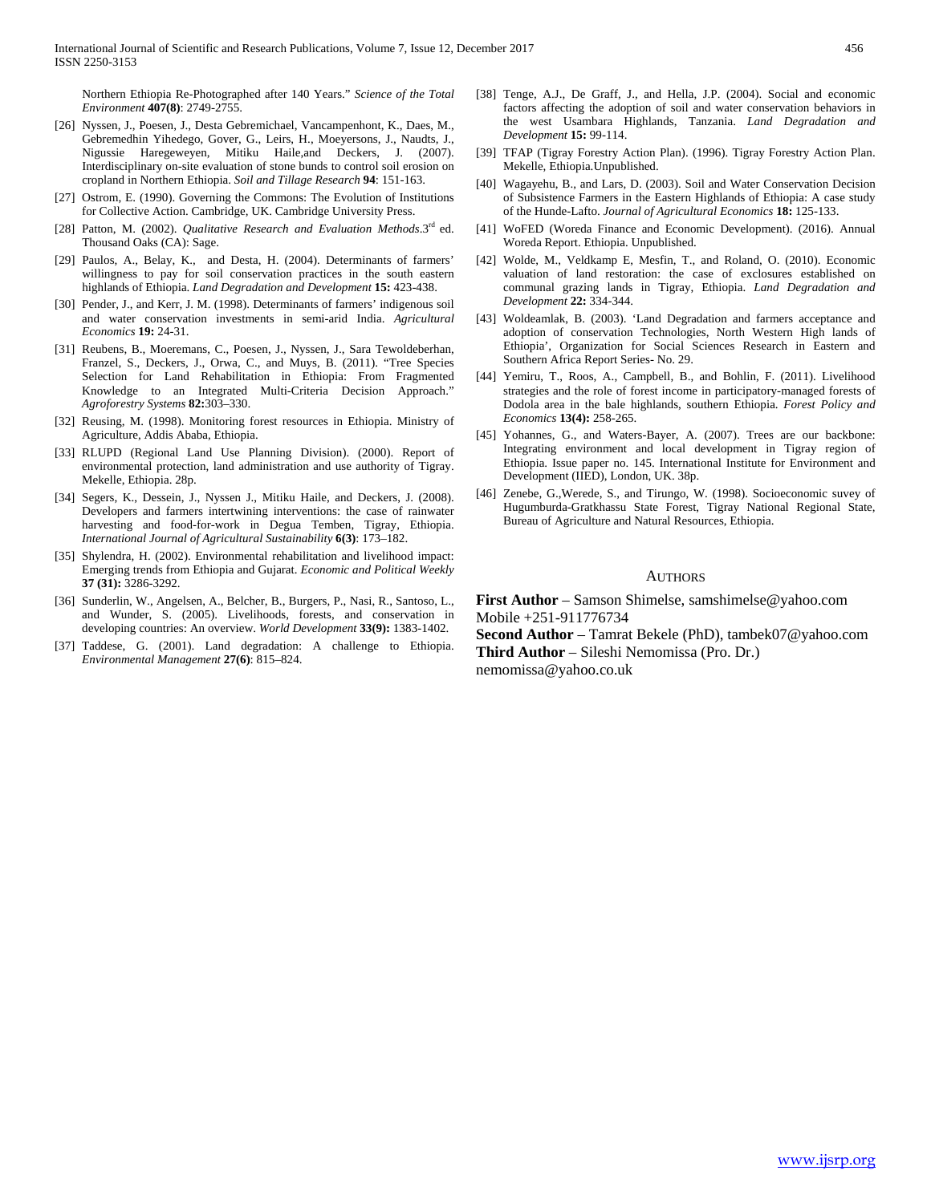Northern Ethiopia Re-Photographed after 140 Years." *Science of the Total Environment* **407(8)**: 2749-2755.

[26] Nyssen, J., Poesen, J., Desta Gebremichael, Vancampenhont, K., Daes, M., Gebremedhin Yihedego, Gover, G., Leirs, H., Moeyersons, J., Naudts, J., Nigussie Haregeweyen, Mitiku Haile,and Deckers, J. (2007). Interdisciplinary on-site evaluation of stone bunds to control soil erosion on cropland in Northern Ethiopia. *Soil and Tillage Research* **94**: 151-163.

[27] Ostrom, E. (1990). Governing the Commons: The Evolution of Institutions for Collective Action. Cambridge, UK. Cambridge University Press.

[28] Patton, M. (2002). *Qualitative Research and Evaluation Methods*.3rd ed. Thousand Oaks (CA): Sage.

[29] Paulos, A., Belay, K., and Desta, H. (2004). Determinants of farmers' willingness to pay for soil conservation practices in the south eastern highlands of Ethiopia. *Land Degradation and Development* **15:** 423-438.

[30] Pender, J., and Kerr, J. M. (1998). Determinants of farmers' indigenous soil and water conservation investments in semi-arid India. *Agricultural Economics* **19:** 24-31.

[31] Reubens, B., Moeremans, C., Poesen, J., Nyssen, J., Sara Tewoldeberhan, Franzel, S., Deckers, J., Orwa, C., and Muys, B. (2011). "Tree Species Selection for Land Rehabilitation in Ethiopia: From Fragmented Knowledge to an Integrated Multi-Criteria Decision Approach." *Agroforestry Systems* **82:**303–330.

[32] Reusing, M. (1998). Monitoring forest resources in Ethiopia. Ministry of Agriculture, Addis Ababa, Ethiopia.

[33] RLUPD (Regional Land Use Planning Division). (2000). Report of environmental protection, land administration and use authority of Tigray. Mekelle, Ethiopia. 28p.

[34] Segers, K., Dessein, J., Nyssen J., Mitiku Haile, and Deckers, J. (2008). Developers and farmers intertwining interventions: the case of rainwater harvesting and food-for-work in Degua Temben, Tigray, Ethiopia. *International Journal of Agricultural Sustainability* **6(3)**: 173–182.

[35] Shylendra, H. (2002). Environmental rehabilitation and livelihood impact: Emerging trends from Ethiopia and Gujarat. *Economic and Political Weekly* **37 (31):** 3286-3292.

[36] Sunderlin, W., Angelsen, A., Belcher, B., Burgers, P., Nasi, R., Santoso, L., and Wunder, S. (2005). Livelihoods, forests, and conservation in developing countries: An overview. *World Development* **33(9):** 1383-1402.

[37] Taddese, G. (2001). Land degradation: A challenge to Ethiopia. *Environmental Management* **27(6)**: 815–824.

[38] Tenge, A.J., De Graff, J., and Hella, J.P. (2004). Social and economic factors affecting the adoption of soil and water conservation behaviors in the west Usambara Highlands, Tanzania. *Land Degradation and Development* **15:** 99-114.

[39] TFAP (Tigray Forestry Action Plan). (1996). Tigray Forestry Action Plan. Mekelle, Ethiopia.Unpublished.

[40] Wagayehu, B., and Lars, D. (2003). Soil and Water Conservation Decision of Subsistence Farmers in the Eastern Highlands of Ethiopia: A case study of the Hunde-Lafto. *Journal of Agricultural Economics* **18:** 125-133.

[41] WoFED (Woreda Finance and Economic Development). (2016). Annual Woreda Report. Ethiopia. Unpublished.

[42] Wolde, M., Veldkamp E, Mesfin, T., and Roland, O. (2010). Economic valuation of land restoration: the case of exclosures established on communal grazing lands in Tigray, Ethiopia. *Land Degradation and Development* **22:** 334-344.

[43] Woldeamlak, B. (2003). 'Land Degradation and farmers acceptance and adoption of conservation Technologies, North Western High lands of Ethiopia', Organization for Social Sciences Research in Eastern and Southern Africa Report Series- No. 29.

[44] Yemiru, T., Roos, A., Campbell, B., and Bohlin, F. (2011). Livelihood strategies and the role of forest income in participatory-managed forests of Dodola area in the bale highlands, southern Ethiopia. *Forest Policy and Economics* **13(4):** 258-265.

[45] Yohannes, G., and Waters-Bayer, A. (2007). Trees are our backbone: Integrating environment and local development in Tigray region of Ethiopia. Issue paper no. 145. International Institute for Environment and Development (IIED), London, UK. 38p.

[46] Zenebe, G.,Werede, S., and Tirungo, W. (1998). Socioeconomic suvey of Hugumburda-Gratkhassu State Forest, Tigray National Regional State, Bureau of Agriculture and Natural Resources, Ethiopia.

## Authors

**First Author** – Samson Shimelse, samshimelse@yahoo.com Mobile +251-911776734

**Second Author** – Tamrat Bekele (PhD), tambek07@yahoo.com

**Third Author** – Sileshi Nemomissa (Pro. Dr.) nemomissa@yahoo.co.uk